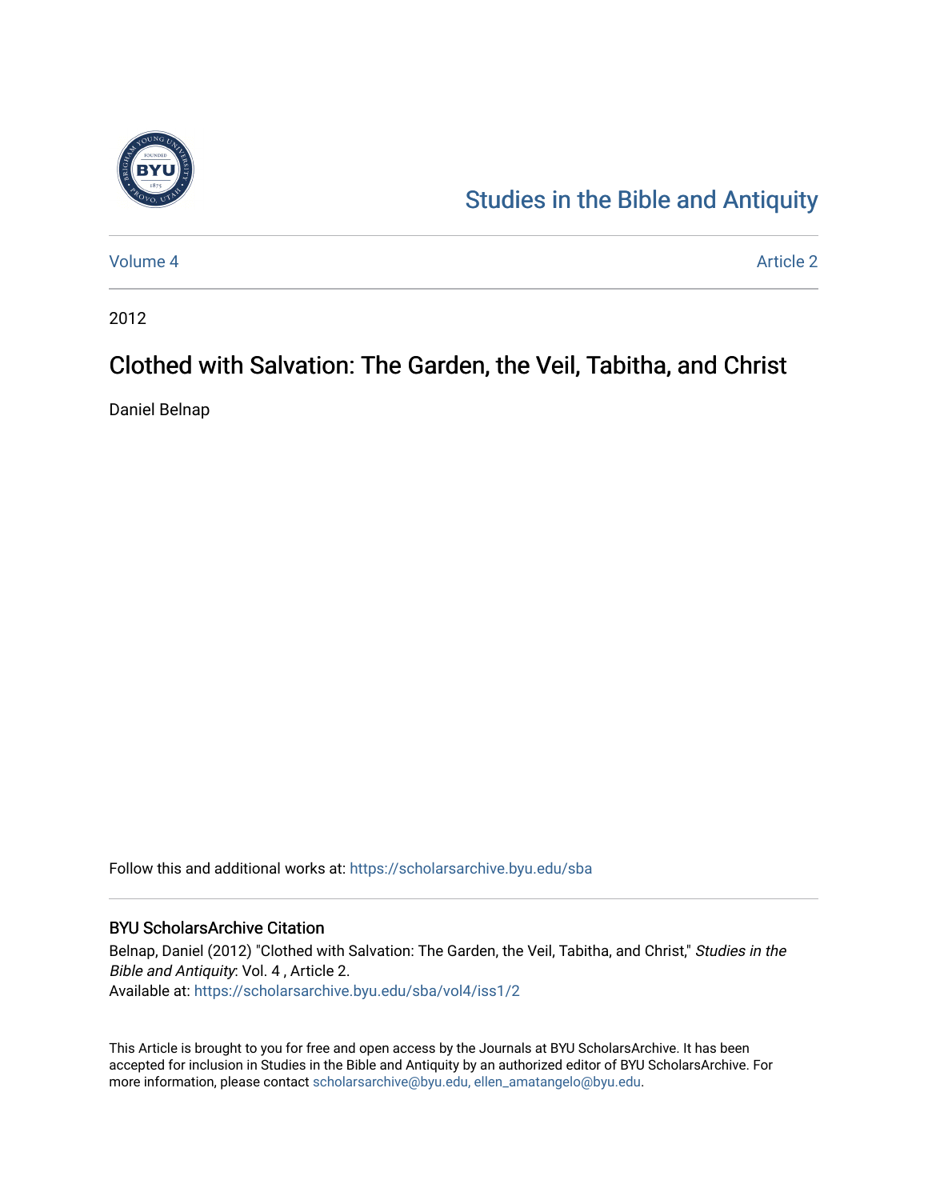Studies in the Bible and Antiquity

Volume 4 | Article 2

2012

# Clothed with Salvation: The Garden, the Veil, Tabitha, and Christ

Daniel Belnap

Follow this and additional works at: https://scholarsarchive.byu.edu/sba

## BYU ScholarsArchive Citation

Belnap, Daniel (2012) "Clothed with Salvation: The Garden, the Veil, Tabitha, and Christ," *Studies in the Bible and Antiquity*: Vol. 4 , Article 2.
Available at: https://scholarsarchive.byu.edu/sba/vol4/iss1/2

This Article is brought to you for free and open access by the Journals at BYU ScholarsArchive. It has been accepted for inclusion in Studies in the Bible and Antiquity by an authorized editor of BYU ScholarsArchive. For more information, please contact scholarsarchive@byu.edu, ellen_amatangelo@byu.edu.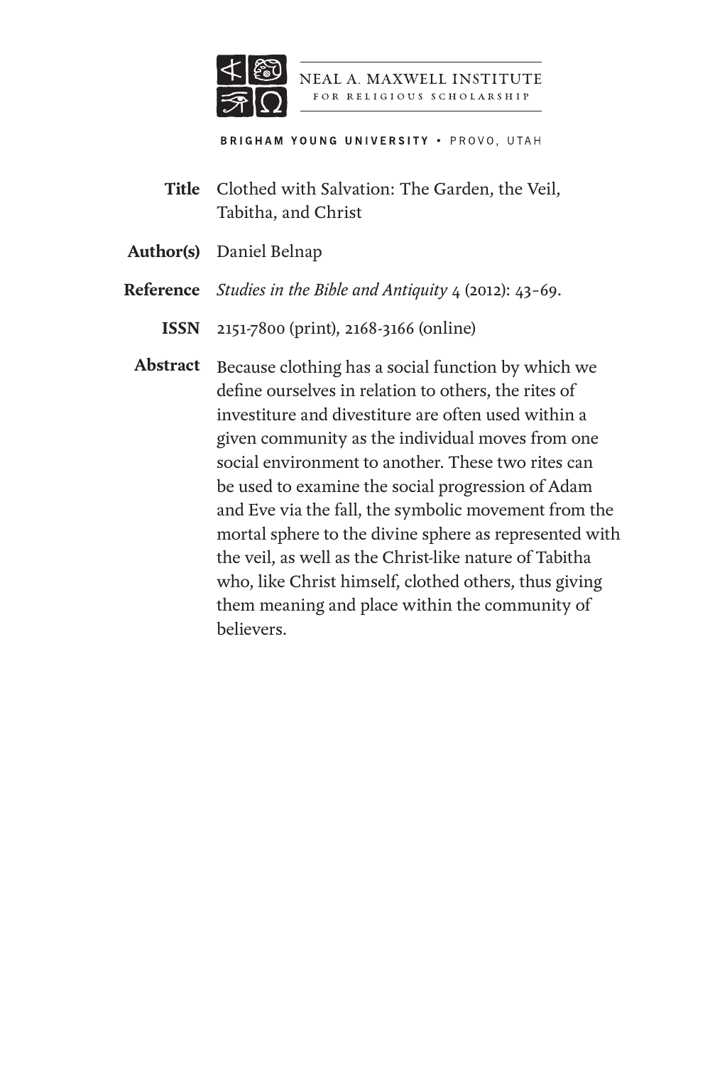NEAL A. MAXWELL INSTITUTE FOR RELIGIOUS SCHOLARSHIP

BRIGHAM YOUNG UNIVERSITY • PROVO, UTAH

**Title** Clothed with Salvation: The Garden, the Veil, Tabitha, and Christ

**Author(s)** Daniel Belnap

**Reference** *Studies in the Bible and Antiquity* 4 (2012): 43–69.

**ISSN** 2151-7800 (print), 2168-3166 (online)

**Abstract** Because clothing has a social function by which we define ourselves in relation to others, the rites of investiture and divestiture are often used within a given community as the individual moves from one social environment to another. These two rites can be used to examine the social progression of Adam and Eve via the fall, the symbolic movement from the mortal sphere to the divine sphere as represented with the veil, as well as the Christ-like nature of Tabitha who, like Christ himself, clothed others, thus giving them meaning and place within the community of believers.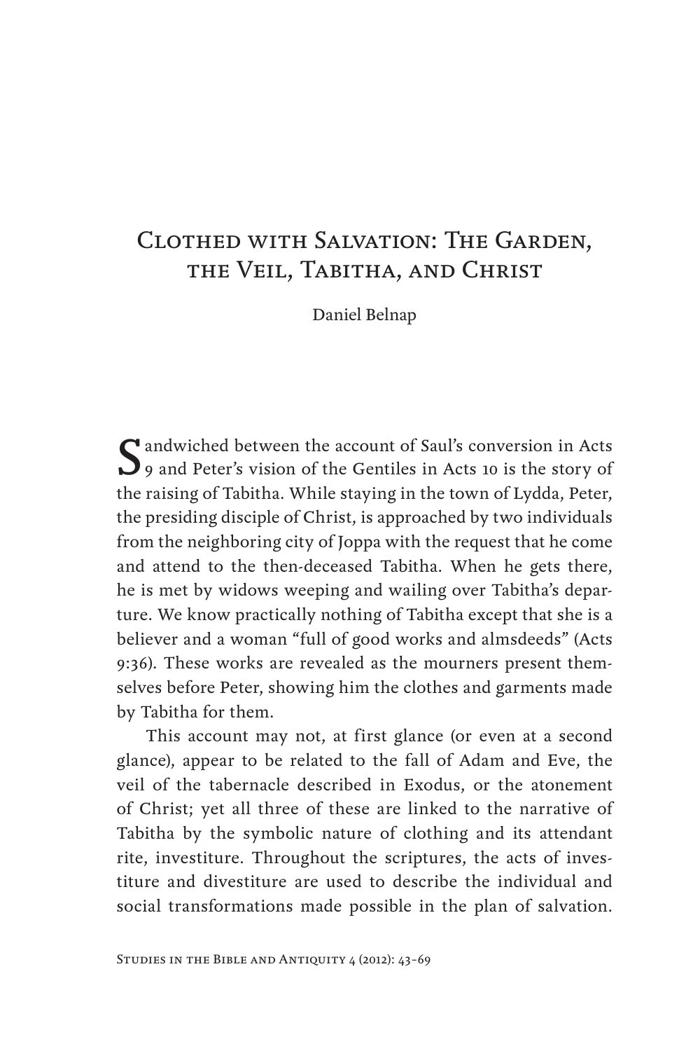# Clothed with Salvation: The Garden, the Veil, Tabitha, and Christ

Daniel Belnap

Sandwiched between the account of Saul's conversion in Acts 9 and Peter's vision of the Gentiles in Acts 10 is the story of the raising of Tabitha. While staying in the town of Lydda, Peter, the presiding disciple of Christ, is approached by two individuals from the neighboring city of Joppa with the request that he come and attend to the then-deceased Tabitha. When he gets there, he is met by widows weeping and wailing over Tabitha's departure. We know practically nothing of Tabitha except that she is a believer and a woman "full of good works and almsdeeds" (Acts 9:36). These works are revealed as the mourners present themselves before Peter, showing him the clothes and garments made by Tabitha for them.

This account may not, at first glance (or even at a second glance), appear to be related to the fall of Adam and Eve, the veil of the tabernacle described in Exodus, or the atonement of Christ; yet all three of these are linked to the narrative of Tabitha by the symbolic nature of clothing and its attendant rite, investiture. Throughout the scriptures, the acts of investiture and divestiture are used to describe the individual and social transformations made possible in the plan of salvation.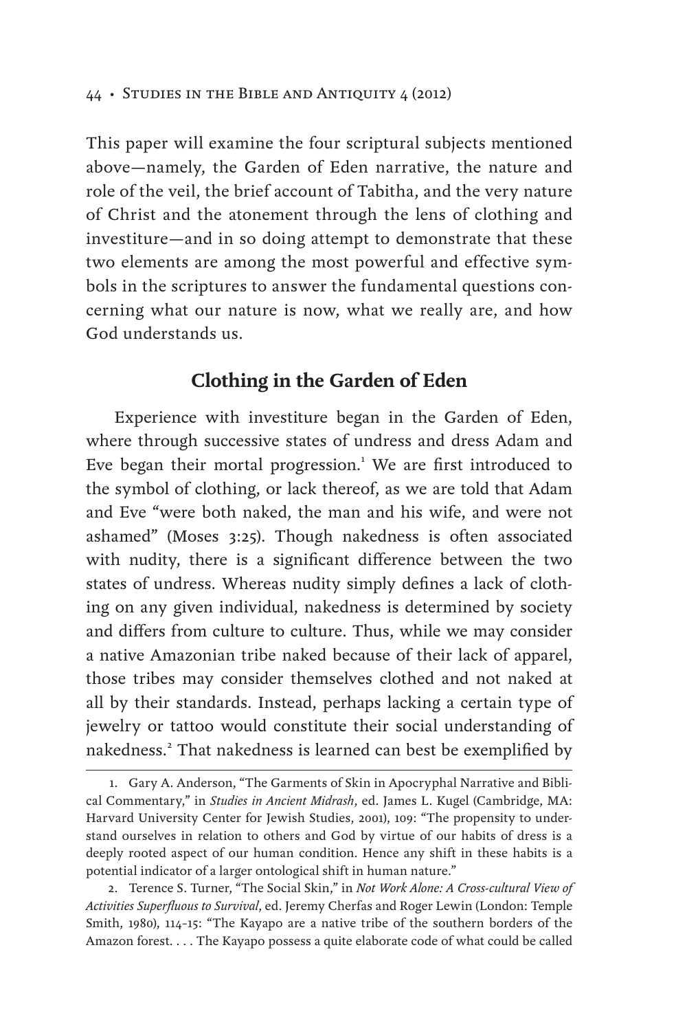This paper will examine the four scriptural subjects mentioned above—namely, the Garden of Eden narrative, the nature and role of the veil, the brief account of Tabitha, and the very nature of Christ and the atonement through the lens of clothing and investiture—and in so doing attempt to demonstrate that these two elements are among the most powerful and effective symbols in the scriptures to answer the fundamental questions concerning what our nature is now, what we really are, and how God understands us.

## Clothing in the Garden of Eden

Experience with investiture began in the Garden of Eden, where through successive states of undress and dress Adam and Eve began their mortal progression.[1] We are first introduced to the symbol of clothing, or lack thereof, as we are told that Adam and Eve "were both naked, the man and his wife, and were not ashamed" (Moses 3:25). Though nakedness is often associated with nudity, there is a significant difference between the two states of undress. Whereas nudity simply defines a lack of clothing on any given individual, nakedness is determined by society and differs from culture to culture. Thus, while we may consider a native Amazonian tribe naked because of their lack of apparel, those tribes may consider themselves clothed and not naked at all by their standards. Instead, perhaps lacking a certain type of jewelry or tattoo would constitute their social understanding of nakedness.[2] That nakedness is learned can best be exemplified by

1. Gary A. Anderson, "The Garments of Skin in Apocryphal Narrative and Biblical Commentary," in *Studies in Ancient Midrash*, ed. James L. Kugel (Cambridge, MA: Harvard University Center for Jewish Studies, 2001), 109: "The propensity to understand ourselves in relation to others and God by virtue of our habits of dress is a deeply rooted aspect of our human condition. Hence any shift in these habits is a potential indicator of a larger ontological shift in human nature."

2. Terence S. Turner, "The Social Skin," in *Not Work Alone: A Cross-cultural View of Activities Superfluous to Survival*, ed. Jeremy Cherfas and Roger Lewin (London: Temple Smith, 1980), 114–15: "The Kayapo are a native tribe of the southern borders of the Amazon forest. . . . The Kayapo possess a quite elaborate code of what could be called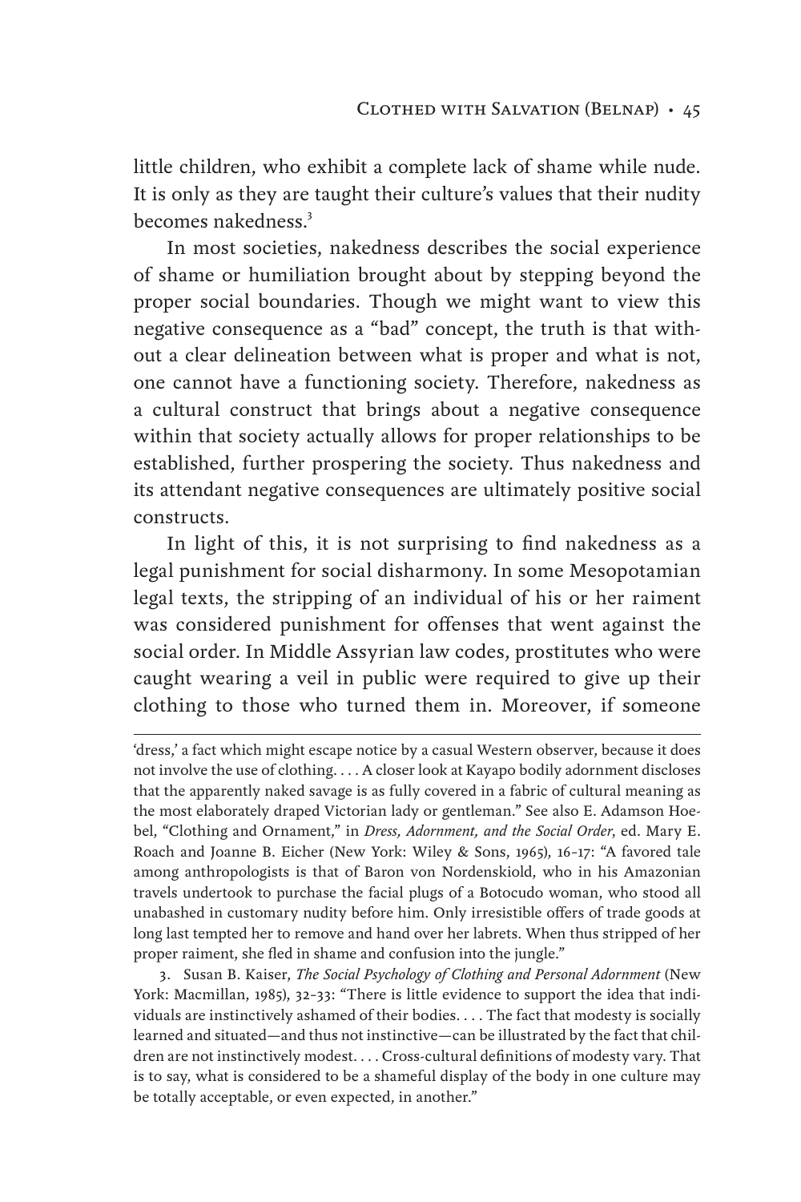little children, who exhibit a complete lack of shame while nude. It is only as they are taught their culture's values that their nudity becomes nakedness.[3]

In most societies, nakedness describes the social experience of shame or humiliation brought about by stepping beyond the proper social boundaries. Though we might want to view this negative consequence as a "bad" concept, the truth is that without a clear delineation between what is proper and what is not, one cannot have a functioning society. Therefore, nakedness as a cultural construct that brings about a negative consequence within that society actually allows for proper relationships to be established, further prospering the society. Thus nakedness and its attendant negative consequences are ultimately positive social constructs.

In light of this, it is not surprising to find nakedness as a legal punishment for social disharmony. In some Mesopotamian legal texts, the stripping of an individual of his or her raiment was considered punishment for offenses that went against the social order. In Middle Assyrian law codes, prostitutes who were caught wearing a veil in public were required to give up their clothing to those who turned them in. Moreover, if someone

---

'dress,' a fact which might escape notice by a casual Western observer, because it does not involve the use of clothing. . . . A closer look at Kayapo bodily adornment discloses that the apparently naked savage is as fully covered in a fabric of cultural meaning as the most elaborately draped Victorian lady or gentleman." See also E. Adamson Hoebel, "Clothing and Ornament," in *Dress, Adornment, and the Social Order*, ed. Mary E. Roach and Joanne B. Eicher (New York: Wiley & Sons, 1965), 16–17: "A favored tale among anthropologists is that of Baron von Nordenskiold, who in his Amazonian travels undertook to purchase the facial plugs of a Botocudo woman, who stood all unabashed in customary nudity before him. Only irresistible offers of trade goods at long last tempted her to remove and hand over her labrets. When thus stripped of her proper raiment, she fled in shame and confusion into the jungle."

3. Susan B. Kaiser, *The Social Psychology of Clothing and Personal Adornment* (New York: Macmillan, 1985), 32–33: "There is little evidence to support the idea that individuals are instinctively ashamed of their bodies. . . . The fact that modesty is socially learned and situated—and thus not instinctive—can be illustrated by the fact that children are not instinctively modest. . . . Cross-cultural definitions of modesty vary. That is to say, what is considered to be a shameful display of the body in one culture may be totally acceptable, or even expected, in another."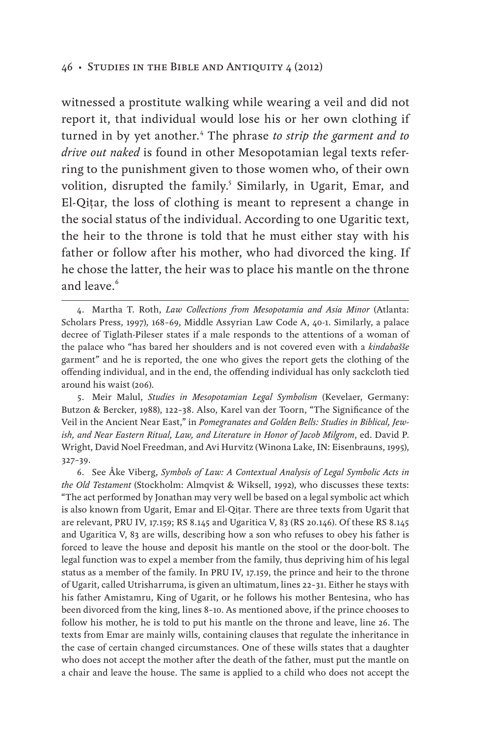witnessed a prostitute walking while wearing a veil and did not report it, that individual would lose his or her own clothing if turned in by yet another.[4] The phrase *to strip the garment and to drive out naked* is found in other Mesopotamian legal texts referring to the punishment given to those women who, of their own volition, disrupted the family.[5] Similarly, in Ugarit, Emar, and El-Qiṭar, the loss of clothing is meant to represent a change in the social status of the individual. According to one Ugaritic text, the heir to the throne is told that he must either stay with his father or follow after his mother, who had divorced the king. If he chose the latter, the heir was to place his mantle on the throne and leave.[6]

---

4. Martha T. Roth, *Law Collections from Mesopotamia and Asia Minor* (Atlanta: Scholars Press, 1997), 168–69, Middle Assyrian Law Code A, 40-1. Similarly, a palace decree of Tiglath-Pileser states if a male responds to the attentions of a woman of the palace who "has bared her shoulders and is not covered even with a *kindabašše* garment" and he is reported, the one who gives the report gets the clothing of the offending individual, and in the end, the offending individual has only sackcloth tied around his waist (206).

5. Meir Malul, *Studies in Mesopotamian Legal Symbolism* (Kevelaer, Germany: Butzon & Bercker, 1988), 122–38. Also, Karel van der Toorn, "The Significance of the Veil in the Ancient Near East," in *Pomegranates and Golden Bells: Studies in Biblical, Jewish, and Near Eastern Ritual, Law, and Literature in Honor of Jacob Milgrom*, ed. David P. Wright, David Noel Freedman, and Avi Hurvitz (Winona Lake, IN: Eisenbrauns, 1995), 327–39.

6. See Åke Viberg, *Symbols of Law: A Contextual Analysis of Legal Symbolic Acts in the Old Testament* (Stockholm: Almqvist & Wiksell, 1992), who discusses these texts: "The act performed by Jonathan may very well be based on a legal symbolic act which is also known from Ugarit, Emar and El-Qiṭar. There are three texts from Ugarit that are relevant, PRU IV, 17.159; RS 8.145 and Ugaritica V, 83 (RS 20.146). Of these RS 8.145 and Ugaritica V, 83 are wills, describing how a son who refuses to obey his father is forced to leave the house and deposit his mantle on the stool or the door-bolt. The legal function was to expel a member from the family, thus depriving him of his legal status as a member of the family. In PRU IV, 17.159, the prince and heir to the throne of Ugarit, called Utrisharruma, is given an ultimatum, lines 22–31. Either he stays with his father Amistamru, King of Ugarit, or he follows his mother Bentesina, who has been divorced from the king, lines 8–10. As mentioned above, if the prince chooses to follow his mother, he is told to put his mantle on the throne and leave, line 26. The texts from Emar are mainly wills, containing clauses that regulate the inheritance in the case of certain changed circumstances. One of these wills states that a daughter who does not accept the mother after the death of the father, must put the mantle on a chair and leave the house. The same is applied to a child who does not accept the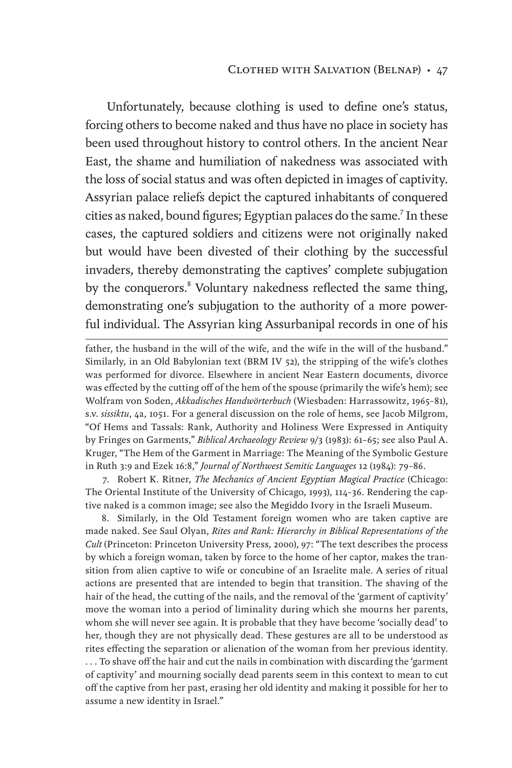Unfortunately, because clothing is used to define one's status, forcing others to become naked and thus have no place in society has been used throughout history to control others. In the ancient Near East, the shame and humiliation of nakedness was associated with the loss of social status and was often depicted in images of captivity. Assyrian palace reliefs depict the captured inhabitants of conquered cities as naked, bound figures; Egyptian palaces do the same.[7] In these cases, the captured soldiers and citizens were not originally naked but would have been divested of their clothing by the successful invaders, thereby demonstrating the captives' complete subjugation by the conquerors.[8] Voluntary nakedness reflected the same thing, demonstrating one's subjugation to the authority of a more powerful individual. The Assyrian king Assurbanipal records in one of his

---

father, the husband in the will of the wife, and the wife in the will of the husband." Similarly, in an Old Babylonian text (BRM IV 52), the stripping of the wife's clothes was performed for divorce. Elsewhere in ancient Near Eastern documents, divorce was effected by the cutting off of the hem of the spouse (primarily the wife's hem); see Wolfram von Soden, *Akkadisches Handwörterbuch* (Wiesbaden: Harrassowitz, 1965–81), s.v. *sissiktu*, 4a, 1051. For a general discussion on the role of hems, see Jacob Milgrom, "Of Hems and Tassals: Rank, Authority and Holiness Were Expressed in Antiquity by Fringes on Garments," *Biblical Archaeology Review* 9/3 (1983): 61–65; see also Paul A. Kruger, "The Hem of the Garment in Marriage: The Meaning of the Symbolic Gesture in Ruth 3:9 and Ezek 16:8," *Journal of Northwest Semitic Languages* 12 (1984): 79–86.

7. Robert K. Ritner, *The Mechanics of Ancient Egyptian Magical Practice* (Chicago: The Oriental Institute of the University of Chicago, 1993), 114–36. Rendering the captive naked is a common image; see also the Megiddo Ivory in the Israeli Museum.

8. Similarly, in the Old Testament foreign women who are taken captive are made naked. See Saul Olyan, *Rites and Rank: Hierarchy in Biblical Representations of the Cult* (Princeton: Princeton University Press, 2000), 97: "The text describes the process by which a foreign woman, taken by force to the home of her captor, makes the transition from alien captive to wife or concubine of an Israelite male. A series of ritual actions are presented that are intended to begin that transition. The shaving of the hair of the head, the cutting of the nails, and the removal of the 'garment of captivity' move the woman into a period of liminality during which she mourns her parents, whom she will never see again. It is probable that they have become 'socially dead' to her, though they are not physically dead. These gestures are all to be understood as rites effecting the separation or alienation of the woman from her previous identity. . . . To shave off the hair and cut the nails in combination with discarding the 'garment of captivity' and mourning socially dead parents seem in this context to mean to cut off the captive from her past, erasing her old identity and making it possible for her to assume a new identity in Israel."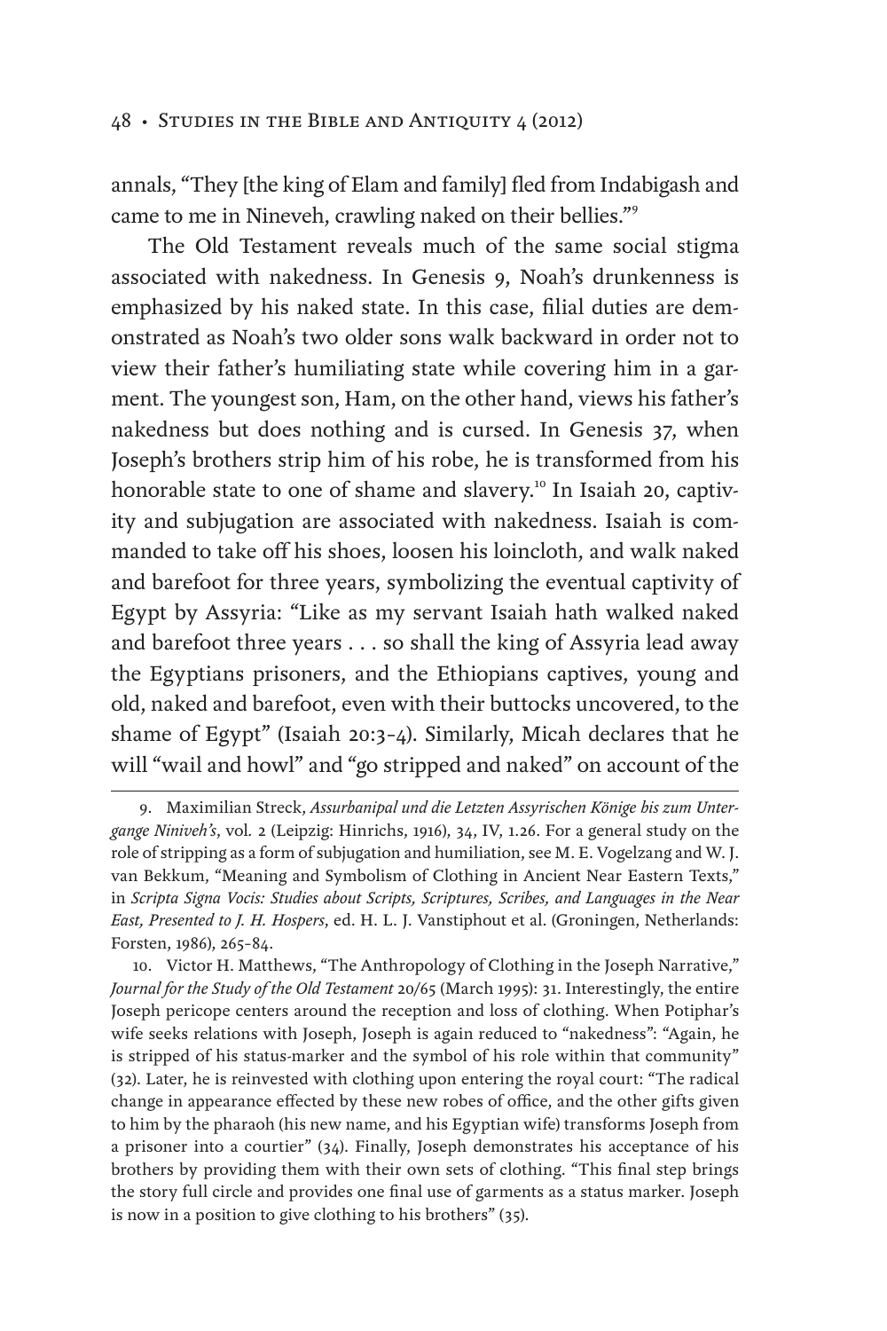annals, "They [the king of Elam and family] fled from Indabigash and came to me in Nineveh, crawling naked on their bellies."[9]

The Old Testament reveals much of the same social stigma associated with nakedness. In Genesis 9, Noah's drunkenness is emphasized by his naked state. In this case, filial duties are demonstrated as Noah's two older sons walk backward in order not to view their father's humiliating state while covering him in a garment. The youngest son, Ham, on the other hand, views his father's nakedness but does nothing and is cursed. In Genesis 37, when Joseph's brothers strip him of his robe, he is transformed from his honorable state to one of shame and slavery.[10] In Isaiah 20, captivity and subjugation are associated with nakedness. Isaiah is commanded to take off his shoes, loosen his loincloth, and walk naked and barefoot for three years, symbolizing the eventual captivity of Egypt by Assyria: "Like as my servant Isaiah hath walked naked and barefoot three years . . . so shall the king of Assyria lead away the Egyptians prisoners, and the Ethiopians captives, young and old, naked and barefoot, even with their buttocks uncovered, to the shame of Egypt" (Isaiah 20:3–4). Similarly, Micah declares that he will "wail and howl" and "go stripped and naked" on account of the

---

9. Maximilian Streck, *Assurbanipal und die Letzten Assyrischen Könige bis zum Untergange Niniveh's*, vol. 2 (Leipzig: Hinrichs, 1916), 34, IV, 1.26. For a general study on the role of stripping as a form of subjugation and humiliation, see M. E. Vogelzang and W. J. van Bekkum, "Meaning and Symbolism of Clothing in Ancient Near Eastern Texts," in *Scripta Signa Vocis: Studies about Scripts, Scriptures, Scribes, and Languages in the Near East, Presented to J. H. Hospers*, ed. H. L. J. Vanstiphout et al. (Groningen, Netherlands: Forsten, 1986), 265–84.

10. Victor H. Matthews, "The Anthropology of Clothing in the Joseph Narrative," *Journal for the Study of the Old Testament* 20/65 (March 1995): 31. Interestingly, the entire Joseph pericope centers around the reception and loss of clothing. When Potiphar's wife seeks relations with Joseph, Joseph is again reduced to "nakedness": "Again, he is stripped of his status-marker and the symbol of his role within that community" (32). Later, he is reinvested with clothing upon entering the royal court: "The radical change in appearance effected by these new robes of office, and the other gifts given to him by the pharaoh (his new name, and his Egyptian wife) transforms Joseph from a prisoner into a courtier" (34). Finally, Joseph demonstrates his acceptance of his brothers by providing them with their own sets of clothing. "This final step brings the story full circle and provides one final use of garments as a status marker. Joseph is now in a position to give clothing to his brothers" (35).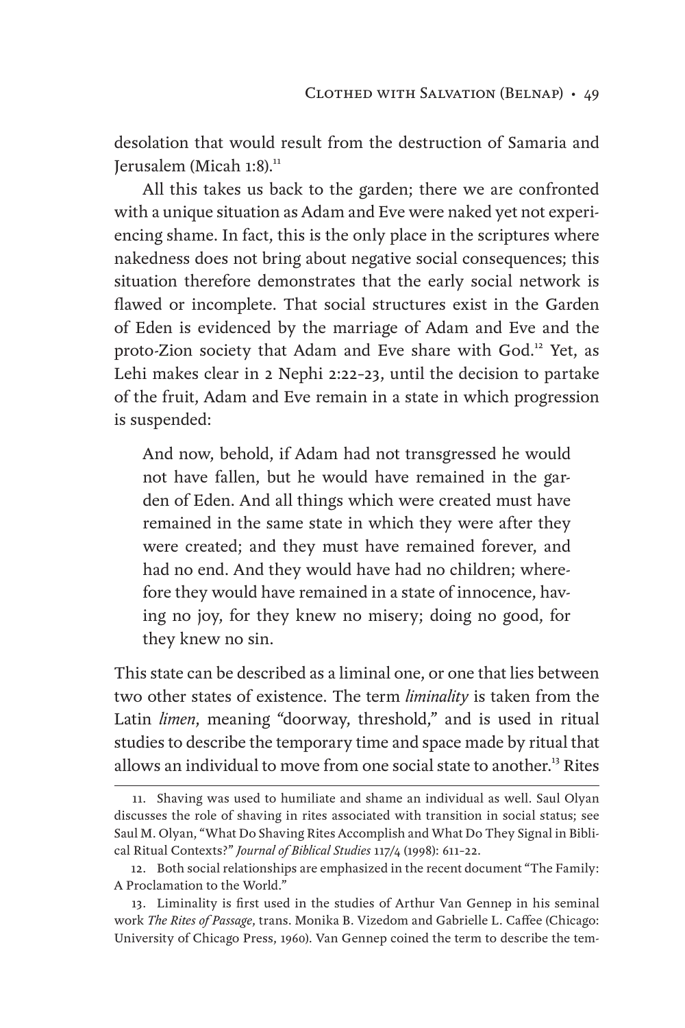desolation that would result from the destruction of Samaria and Jerusalem (Micah 1:8).[11]

All this takes us back to the garden; there we are confronted with a unique situation as Adam and Eve were naked yet not experiencing shame. In fact, this is the only place in the scriptures where nakedness does not bring about negative social consequences; this situation therefore demonstrates that the early social network is flawed or incomplete. That social structures exist in the Garden of Eden is evidenced by the marriage of Adam and Eve and the proto-Zion society that Adam and Eve share with God.[12] Yet, as Lehi makes clear in 2 Nephi 2:22–23, until the decision to partake of the fruit, Adam and Eve remain in a state in which progression is suspended:

> And now, behold, if Adam had not transgressed he would not have fallen, but he would have remained in the garden of Eden. And all things which were created must have remained in the same state in which they were after they were created; and they must have remained forever, and had no end. And they would have had no children; wherefore they would have remained in a state of innocence, having no joy, for they knew no misery; doing no good, for they knew no sin.

This state can be described as a liminal one, or one that lies between two other states of existence. The term *liminality* is taken from the Latin *limen*, meaning "doorway, threshold," and is used in ritual studies to describe the temporary time and space made by ritual that allows an individual to move from one social state to another.[13] Rites

---

11. Shaving was used to humiliate and shame an individual as well. Saul Olyan discusses the role of shaving in rites associated with transition in social status; see Saul M. Olyan, "What Do Shaving Rites Accomplish and What Do They Signal in Biblical Ritual Contexts?" *Journal of Biblical Studies* 117/4 (1998): 611–22.

12. Both social relationships are emphasized in the recent document "The Family: A Proclamation to the World."

13. Liminality is first used in the studies of Arthur Van Gennep in his seminal work *The Rites of Passage*, trans. Monika B. Vizedom and Gabrielle L. Caffee (Chicago: University of Chicago Press, 1960). Van Gennep coined the term to describe the tem-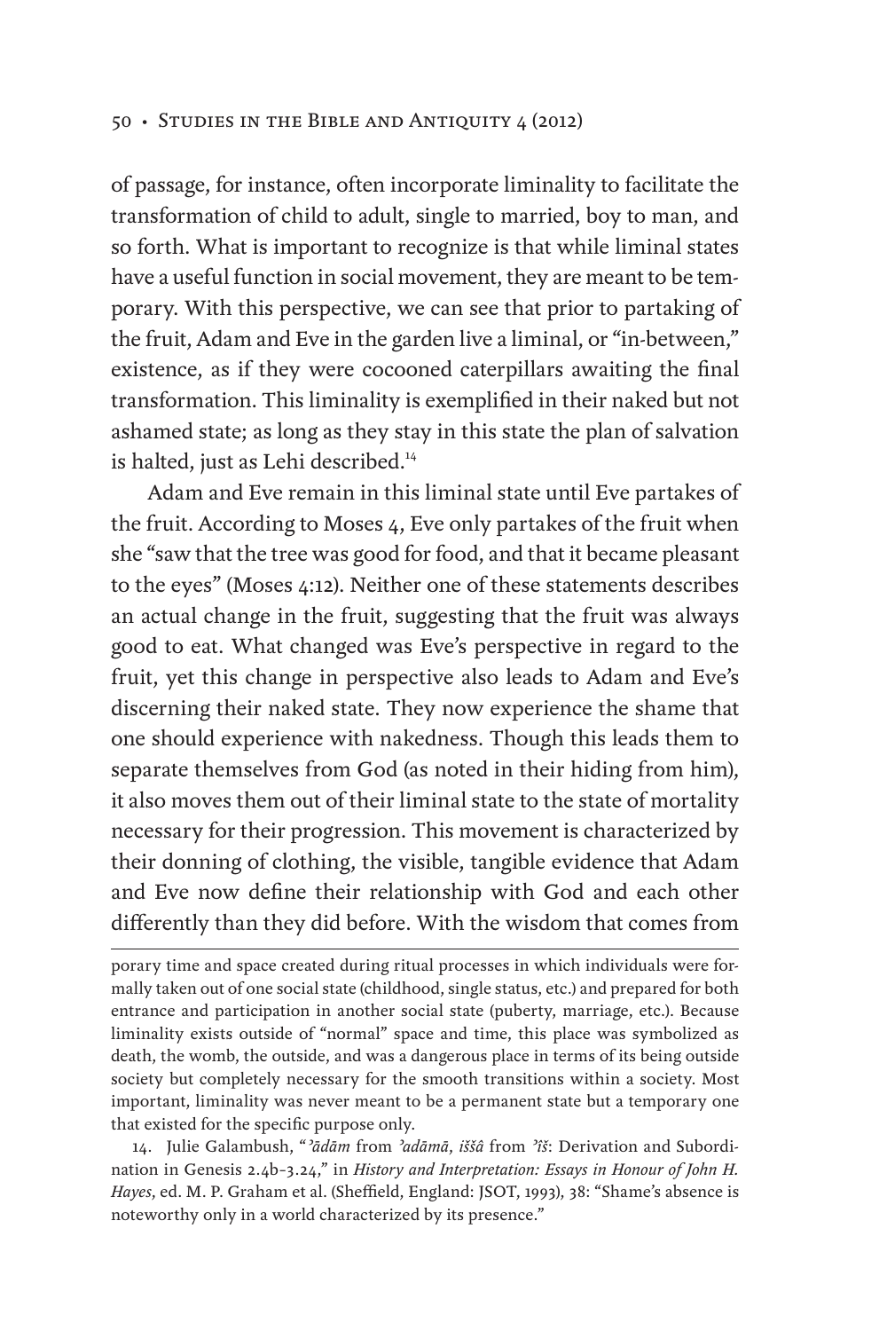of passage, for instance, often incorporate liminality to facilitate the transformation of child to adult, single to married, boy to man, and so forth. What is important to recognize is that while liminal states have a useful function in social movement, they are meant to be temporary. With this perspective, we can see that prior to partaking of the fruit, Adam and Eve in the garden live a liminal, or "in-between," existence, as if they were cocooned caterpillars awaiting the final transformation. This liminality is exemplified in their naked but not ashamed state; as long as they stay in this state the plan of salvation is halted, just as Lehi described.[14]

Adam and Eve remain in this liminal state until Eve partakes of the fruit. According to Moses 4, Eve only partakes of the fruit when she "saw that the tree was good for food, and that it became pleasant to the eyes" (Moses 4:12). Neither one of these statements describes an actual change in the fruit, suggesting that the fruit was always good to eat. What changed was Eve's perspective in regard to the fruit, yet this change in perspective also leads to Adam and Eve's discerning their naked state. They now experience the shame that one should experience with nakedness. Though this leads them to separate themselves from God (as noted in their hiding from him), it also moves them out of their liminal state to the state of mortality necessary for their progression. This movement is characterized by their donning of clothing, the visible, tangible evidence that Adam and Eve now define their relationship with God and each other differently than they did before. With the wisdom that comes from

---

porary time and space created during ritual processes in which individuals were formally taken out of one social state (childhood, single status, etc.) and prepared for both entrance and participation in another social state (puberty, marriage, etc.). Because liminality exists outside of "normal" space and time, this place was symbolized as death, the womb, the outside, and was a dangerous place in terms of its being outside society but completely necessary for the smooth transitions within a society. Most important, liminality was never meant to be a permanent state but a temporary one that existed for the specific purpose only.

14. Julie Galambush, "*ʾādām* from *ʾadāmā*, *iššâ* from *ʾîš*: Derivation and Subordination in Genesis 2.4b–3.24," in *History and Interpretation: Essays in Honour of John H. Hayes*, ed. M. P. Graham et al. (Sheffield, England: JSOT, 1993), 38: "Shame's absence is noteworthy only in a world characterized by its presence."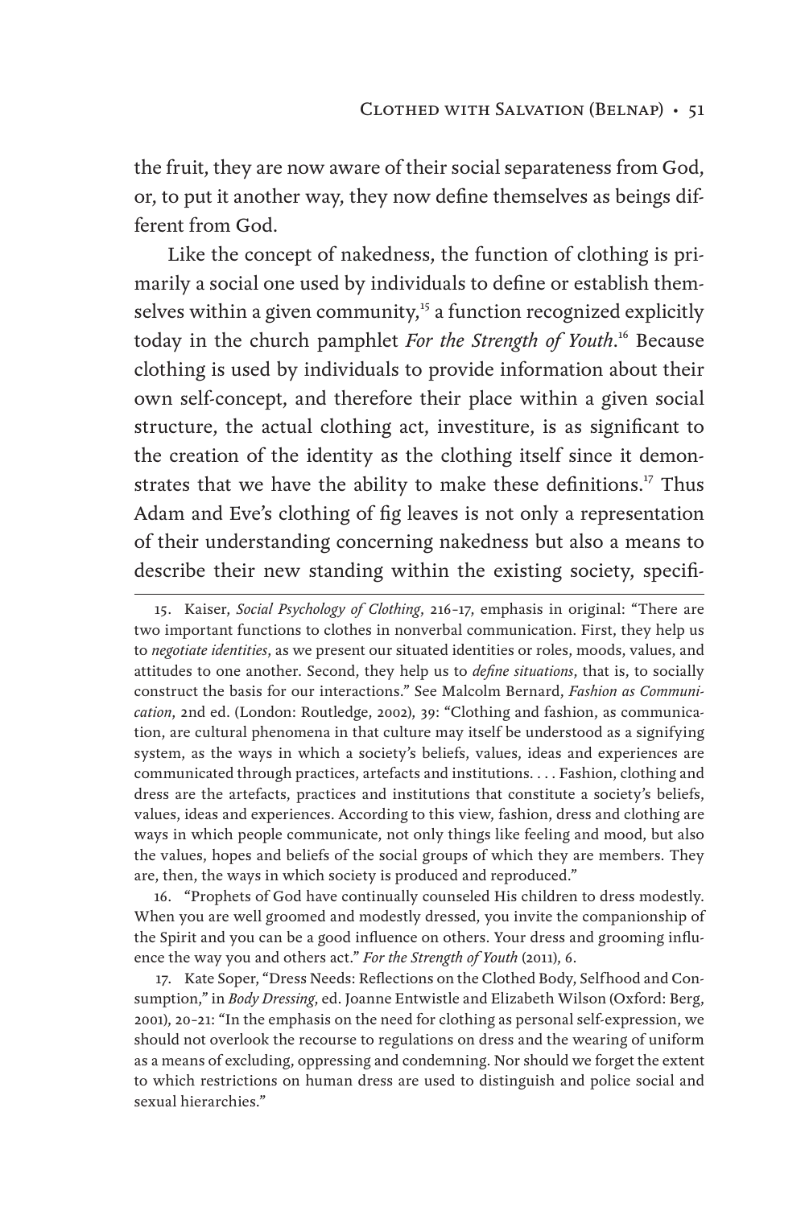the fruit, they are now aware of their social separateness from God, or, to put it another way, they now define themselves as beings different from God.

Like the concept of nakedness, the function of clothing is primarily a social one used by individuals to define or establish themselves within a given community,[15] a function recognized explicitly today in the church pamphlet *For the Strength of Youth*.[16] Because clothing is used by individuals to provide information about their own self-concept, and therefore their place within a given social structure, the actual clothing act, investiture, is as significant to the creation of the identity as the clothing itself since it demonstrates that we have the ability to make these definitions.[17] Thus Adam and Eve's clothing of fig leaves is not only a representation of their understanding concerning nakedness but also a means to describe their new standing within the existing society, specifi-

15. Kaiser, *Social Psychology of Clothing*, 216–17, emphasis in original: "There are two important functions to clothes in nonverbal communication. First, they help us to *negotiate identities*, as we present our situated identities or roles, moods, values, and attitudes to one another. Second, they help us to *define situations*, that is, to socially construct the basis for our interactions." See Malcolm Bernard, *Fashion as Communication*, 2nd ed. (London: Routledge, 2002), 39: "Clothing and fashion, as communication, are cultural phenomena in that culture may itself be understood as a signifying system, as the ways in which a society's beliefs, values, ideas and experiences are communicated through practices, artefacts and institutions. . . . Fashion, clothing and dress are the artefacts, practices and institutions that constitute a society's beliefs, values, ideas and experiences. According to this view, fashion, dress and clothing are ways in which people communicate, not only things like feeling and mood, but also the values, hopes and beliefs of the social groups of which they are members. They are, then, the ways in which society is produced and reproduced."

16. "Prophets of God have continually counseled His children to dress modestly. When you are well groomed and modestly dressed, you invite the companionship of the Spirit and you can be a good influence on others. Your dress and grooming influence the way you and others act." *For the Strength of Youth* (2011), 6.

17. Kate Soper, "Dress Needs: Reflections on the Clothed Body, Selfhood and Consumption," in *Body Dressing*, ed. Joanne Entwistle and Elizabeth Wilson (Oxford: Berg, 2001), 20–21: "In the emphasis on the need for clothing as personal self-expression, we should not overlook the recourse to regulations on dress and the wearing of uniform as a means of excluding, oppressing and condemning. Nor should we forget the extent to which restrictions on human dress are used to distinguish and police social and sexual hierarchies."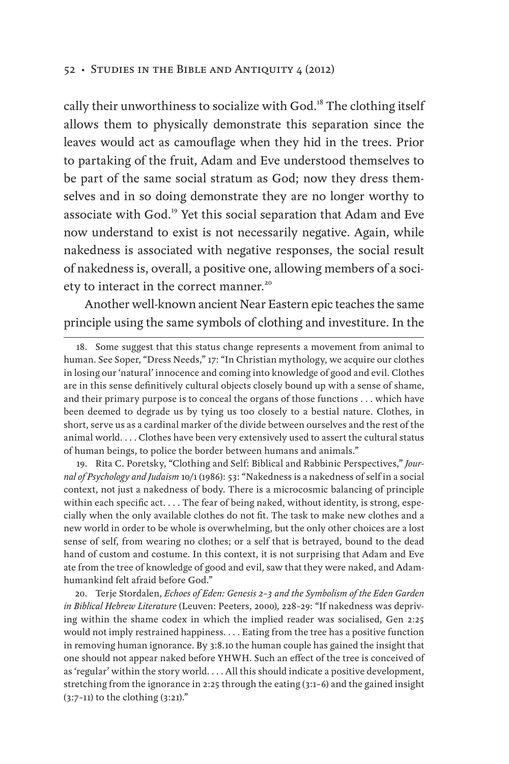cally their unworthiness to socialize with God.[18] The clothing itself allows them to physically demonstrate this separation since the leaves would act as camouflage when they hid in the trees. Prior to partaking of the fruit, Adam and Eve understood themselves to be part of the same social stratum as God; now they dress themselves and in so doing demonstrate they are no longer worthy to associate with God.[19] Yet this social separation that Adam and Eve now understand to exist is not necessarily negative. Again, while nakedness is associated with negative responses, the social result of nakedness is, overall, a positive one, allowing members of a society to interact in the correct manner.[20]

Another well-known ancient Near Eastern epic teaches the same principle using the same symbols of clothing and investiture. In the

---

18. Some suggest that this status change represents a movement from animal to human. See Soper, "Dress Needs," 17: "In Christian mythology, we acquire our clothes in losing our 'natural' innocence and coming into knowledge of good and evil. Clothes are in this sense definitively cultural objects closely bound up with a sense of shame, and their primary purpose is to conceal the organs of those functions . . . which have been deemed to degrade us by tying us too closely to a bestial nature. Clothes, in short, serve us as a cardinal marker of the divide between ourselves and the rest of the animal world. . . . Clothes have been very extensively used to assert the cultural status of human beings, to police the border between humans and animals."

19. Rita C. Poretsky, "Clothing and Self: Biblical and Rabbinic Perspectives," *Journal of Psychology and Judaism* 10/1 (1986): 53: "Nakedness is a nakedness of self in a social context, not just a nakedness of body. There is a microcosmic balancing of principle within each specific act. . . . The fear of being naked, without identity, is strong, especially when the only available clothes do not fit. The task to make new clothes and a new world in order to be whole is overwhelming, but the only other choices are a lost sense of self, from wearing no clothes; or a self that is betrayed, bound to the dead hand of custom and costume. In this context, it is not surprising that Adam and Eve ate from the tree of knowledge of good and evil, saw that they were naked, and Adam-humankind felt afraid before God."

20. Terje Stordalen, *Echoes of Eden: Genesis 2–3 and the Symbolism of the Eden Garden in Biblical Hebrew Literature* (Leuven: Peeters, 2000), 228–29: "If nakedness was depriving within the shame codex in which the implied reader was socialised, Gen 2:25 would not imply restrained happiness. . . . Eating from the tree has a positive function in removing human ignorance. By 3:8.10 the human couple has gained the insight that one should not appear naked before YHWH. Such an effect of the tree is conceived of as 'regular' within the story world. . . . All this should indicate a positive development, stretching from the ignorance in 2:25 through the eating (3:1–6) and the gained insight (3:7–11) to the clothing (3:21)."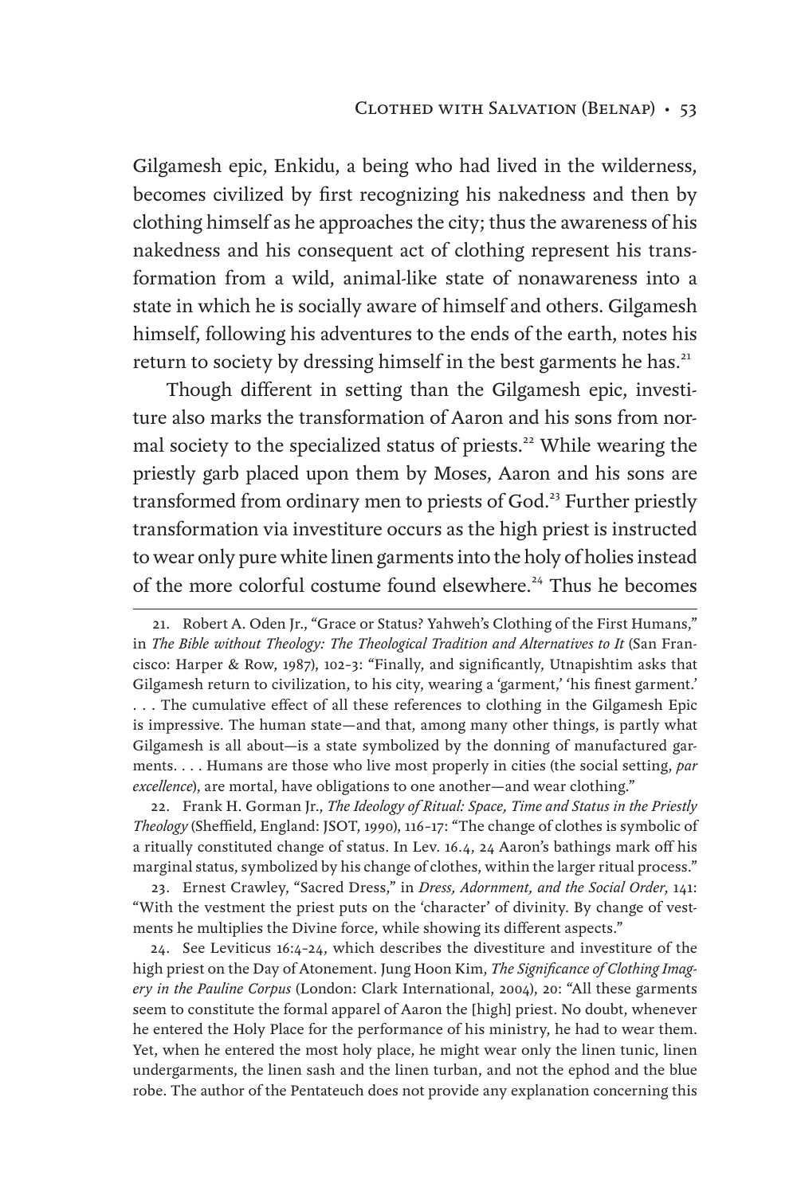Gilgamesh epic, Enkidu, a being who had lived in the wilderness, becomes civilized by first recognizing his nakedness and then by clothing himself as he approaches the city; thus the awareness of his nakedness and his consequent act of clothing represent his transformation from a wild, animal-like state of nonawareness into a state in which he is socially aware of himself and others. Gilgamesh himself, following his adventures to the ends of the earth, notes his return to society by dressing himself in the best garments he has.[21]

Though different in setting than the Gilgamesh epic, investiture also marks the transformation of Aaron and his sons from normal society to the specialized status of priests.[22] While wearing the priestly garb placed upon them by Moses, Aaron and his sons are transformed from ordinary men to priests of God.[23] Further priestly transformation via investiture occurs as the high priest is instructed to wear only pure white linen garments into the holy of holies instead of the more colorful costume found elsewhere.[24] Thus he becomes

---

21. Robert A. Oden Jr., "Grace or Status? Yahweh's Clothing of the First Humans," in *The Bible without Theology: The Theological Tradition and Alternatives to It* (San Francisco: Harper & Row, 1987), 102–3: "Finally, and significantly, Utnapishtim asks that Gilgamesh return to civilization, to his city, wearing a 'garment,' 'his finest garment.' . . . The cumulative effect of all these references to clothing in the Gilgamesh Epic is impressive. The human state—and that, among many other things, is partly what Gilgamesh is all about—is a state symbolized by the donning of manufactured garments. . . . Humans are those who live most properly in cities (the social setting, *par excellence*), are mortal, have obligations to one another—and wear clothing."

22. Frank H. Gorman Jr., *The Ideology of Ritual: Space, Time and Status in the Priestly Theology* (Sheffield, England: JSOT, 1990), 116–17: "The change of clothes is symbolic of a ritually constituted change of status. In Lev. 16.4, 24 Aaron's bathings mark off his marginal status, symbolized by his change of clothes, within the larger ritual process."

23. Ernest Crawley, "Sacred Dress," in *Dress, Adornment, and the Social Order*, 141: "With the vestment the priest puts on the 'character' of divinity. By change of vestments he multiplies the Divine force, while showing its different aspects."

24. See Leviticus 16:4–24, which describes the divestiture and investiture of the high priest on the Day of Atonement. Jung Hoon Kim, *The Significance of Clothing Imagery in the Pauline Corpus* (London: Clark International, 2004), 20: "All these garments seem to constitute the formal apparel of Aaron the [high] priest. No doubt, whenever he entered the Holy Place for the performance of his ministry, he had to wear them. Yet, when he entered the most holy place, he might wear only the linen tunic, linen undergarments, the linen sash and the linen turban, and not the ephod and the blue robe. The author of the Pentateuch does not provide any explanation concerning this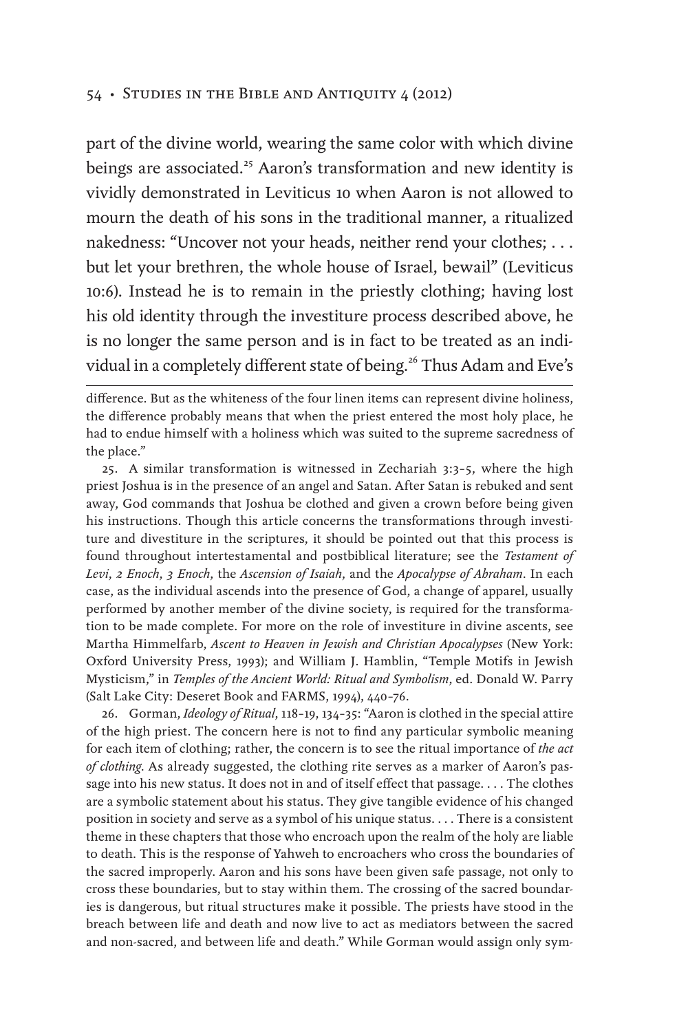part of the divine world, wearing the same color with which divine beings are associated.[25] Aaron's transformation and new identity is vividly demonstrated in Leviticus 10 when Aaron is not allowed to mourn the death of his sons in the traditional manner, a ritualized nakedness: "Uncover not your heads, neither rend your clothes; . . . but let your brethren, the whole house of Israel, bewail" (Leviticus 10:6). Instead he is to remain in the priestly clothing; having lost his old identity through the investiture process described above, he is no longer the same person and is in fact to be treated as an individual in a completely different state of being.[26] Thus Adam and Eve's

---

difference. But as the whiteness of the four linen items can represent divine holiness, the difference probably means that when the priest entered the most holy place, he had to endue himself with a holiness which was suited to the supreme sacredness of the place."

25. A similar transformation is witnessed in Zechariah 3:3–5, where the high priest Joshua is in the presence of an angel and Satan. After Satan is rebuked and sent away, God commands that Joshua be clothed and given a crown before being given his instructions. Though this article concerns the transformations through investiture and divestiture in the scriptures, it should be pointed out that this process is found throughout intertestamental and postbiblical literature; see the *Testament of Levi*, *2 Enoch*, *3 Enoch*, the *Ascension of Isaiah*, and the *Apocalypse of Abraham*. In each case, as the individual ascends into the presence of God, a change of apparel, usually performed by another member of the divine society, is required for the transformation to be made complete. For more on the role of investiture in divine ascents, see Martha Himmelfarb, *Ascent to Heaven in Jewish and Christian Apocalypses* (New York: Oxford University Press, 1993); and William J. Hamblin, "Temple Motifs in Jewish Mysticism," in *Temples of the Ancient World: Ritual and Symbolism*, ed. Donald W. Parry (Salt Lake City: Deseret Book and FARMS, 1994), 440–76.

26. Gorman, *Ideology of Ritual*, 118–19, 134–35: "Aaron is clothed in the special attire of the high priest. The concern here is not to find any particular symbolic meaning for each item of clothing; rather, the concern is to see the ritual importance of *the act of clothing*. As already suggested, the clothing rite serves as a marker of Aaron's passage into his new status. It does not in and of itself effect that passage. . . . The clothes are a symbolic statement about his status. They give tangible evidence of his changed position in society and serve as a symbol of his unique status. . . . There is a consistent theme in these chapters that those who encroach upon the realm of the holy are liable to death. This is the response of Yahweh to encroachers who cross the boundaries of the sacred improperly. Aaron and his sons have been given safe passage, not only to cross these boundaries, but to stay within them. The crossing of the sacred boundaries is dangerous, but ritual structures make it possible. The priests have stood in the breach between life and death and now live to act as mediators between the sacred and non-sacred, and between life and death." While Gorman would assign only sym-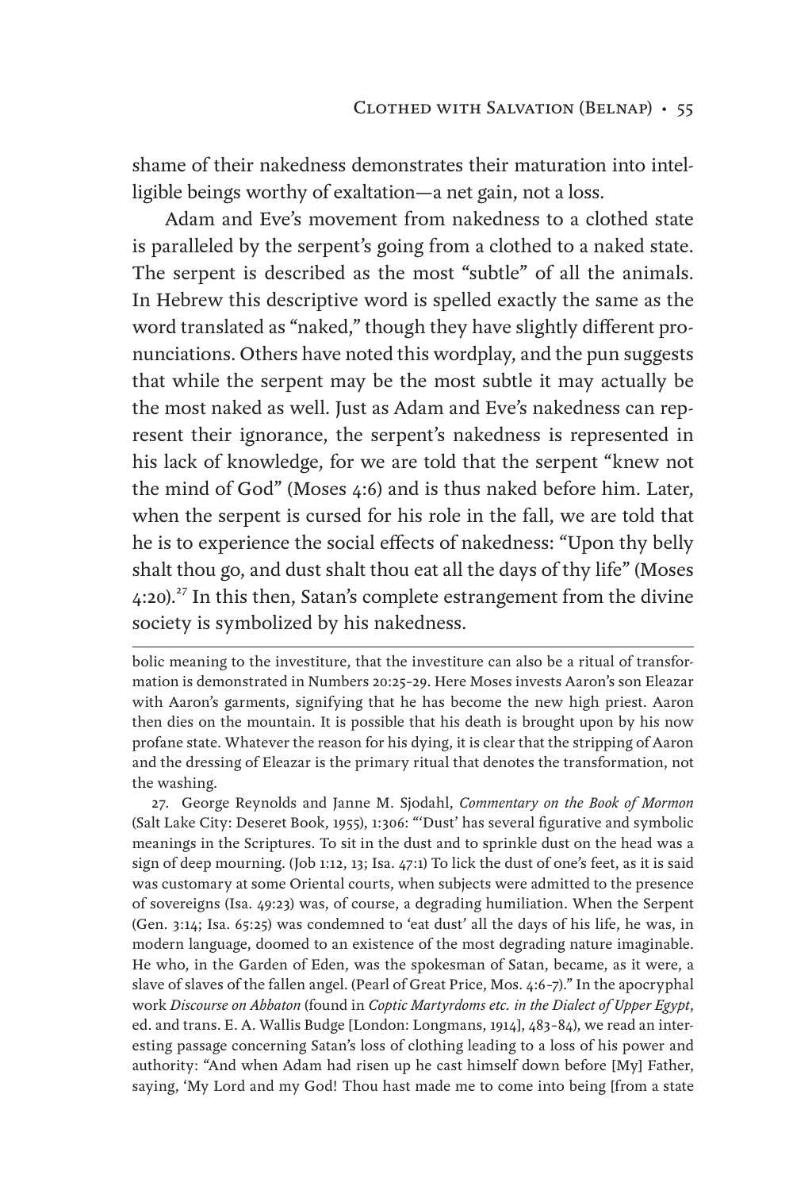shame of their nakedness demonstrates their maturation into intelligible beings worthy of exaltation—a net gain, not a loss.

Adam and Eve's movement from nakedness to a clothed state is paralleled by the serpent's going from a clothed to a naked state. The serpent is described as the most "subtle" of all the animals. In Hebrew this descriptive word is spelled exactly the same as the word translated as "naked," though they have slightly different pronunciations. Others have noted this wordplay, and the pun suggests that while the serpent may be the most subtle it may actually be the most naked as well. Just as Adam and Eve's nakedness can represent their ignorance, the serpent's nakedness is represented in his lack of knowledge, for we are told that the serpent "knew not the mind of God" (Moses 4:6) and is thus naked before him. Later, when the serpent is cursed for his role in the fall, we are told that he is to experience the social effects of nakedness: "Upon thy belly shalt thou go, and dust shalt thou eat all the days of thy life" (Moses 4:20).[27] In this then, Satan's complete estrangement from the divine society is symbolized by his nakedness.

---

bolic meaning to the investiture, that the investiture can also be a ritual of transformation is demonstrated in Numbers 20:25–29. Here Moses invests Aaron's son Eleazar with Aaron's garments, signifying that he has become the new high priest. Aaron then dies on the mountain. It is possible that his death is brought upon by his now profane state. Whatever the reason for his dying, it is clear that the stripping of Aaron and the dressing of Eleazar is the primary ritual that denotes the transformation, not the washing.

27. George Reynolds and Janne M. Sjodahl, *Commentary on the Book of Mormon* (Salt Lake City: Deseret Book, 1955), 1:306: "'Dust' has several figurative and symbolic meanings in the Scriptures. To sit in the dust and to sprinkle dust on the head was a sign of deep mourning. (Job 1:12, 13; Isa. 47:1) To lick the dust of one's feet, as it is said was customary at some Oriental courts, when subjects were admitted to the presence of sovereigns (Isa. 49:23) was, of course, a degrading humiliation. When the Serpent (Gen. 3:14; Isa. 65:25) was condemned to 'eat dust' all the days of his life, he was, in modern language, doomed to an existence of the most degrading nature imaginable. He who, in the Garden of Eden, was the spokesman of Satan, became, as it were, a slave of slaves of the fallen angel. (Pearl of Great Price, Mos. 4:6–7)." In the apocryphal work *Discourse on Abbaton* (found in *Coptic Martyrdoms etc. in the Dialect of Upper Egypt*, ed. and trans. E. A. Wallis Budge [London: Longmans, 1914], 483–84), we read an interesting passage concerning Satan's loss of clothing leading to a loss of his power and authority: "And when Adam had risen up he cast himself down before [My] Father, saying, 'My Lord and my God! Thou hast made me to come into being [from a state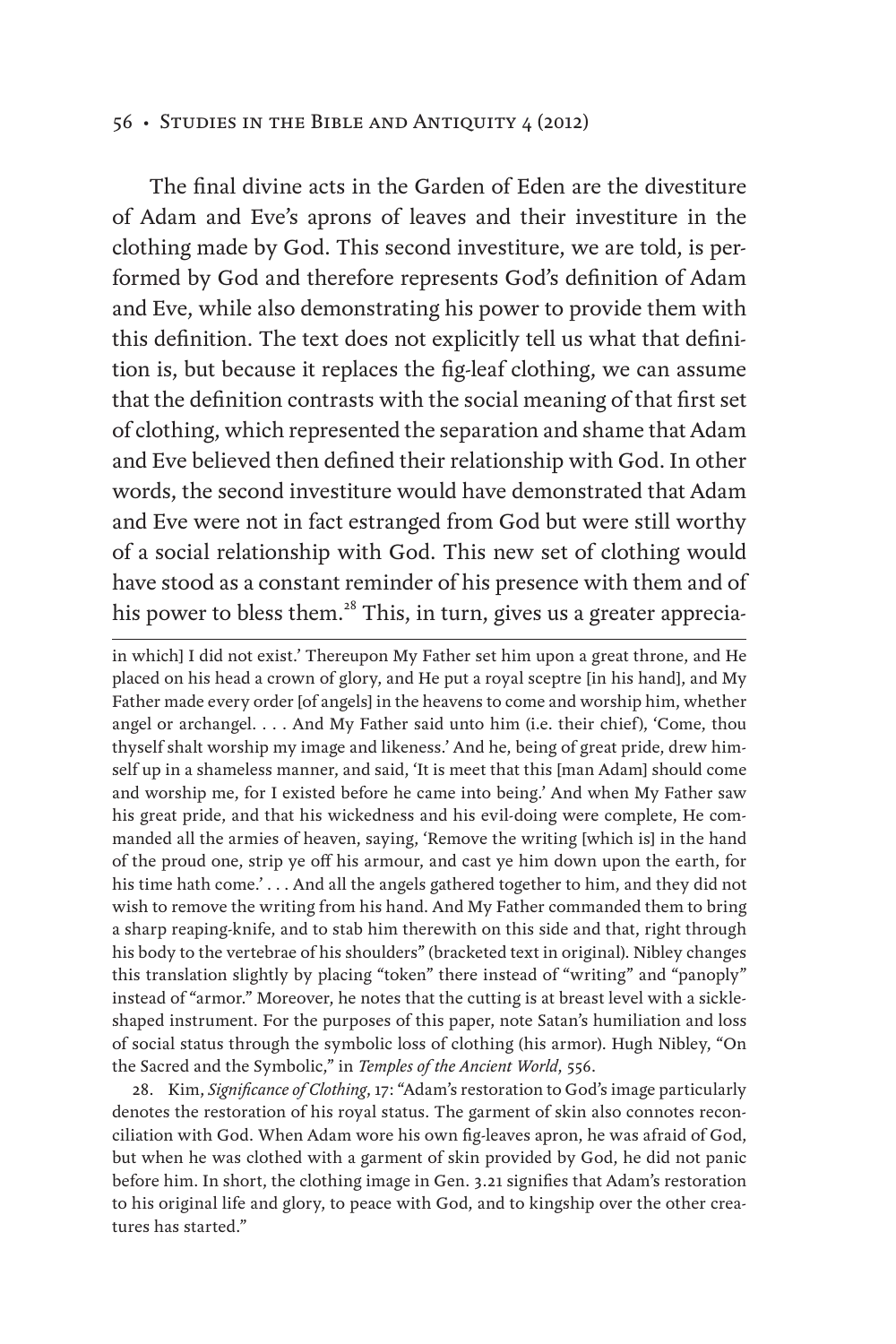The final divine acts in the Garden of Eden are the divestiture of Adam and Eve's aprons of leaves and their investiture in the clothing made by God. This second investiture, we are told, is performed by God and therefore represents God's definition of Adam and Eve, while also demonstrating his power to provide them with this definition. The text does not explicitly tell us what that definition is, but because it replaces the fig-leaf clothing, we can assume that the definition contrasts with the social meaning of that first set of clothing, which represented the separation and shame that Adam and Eve believed then defined their relationship with God. In other words, the second investiture would have demonstrated that Adam and Eve were not in fact estranged from God but were still worthy of a social relationship with God. This new set of clothing would have stood as a constant reminder of his presence with them and of his power to bless them.[28] This, in turn, gives us a greater apprecia-

---

in which] I did not exist.' Thereupon My Father set him upon a great throne, and He placed on his head a crown of glory, and He put a royal sceptre [in his hand], and My Father made every order [of angels] in the heavens to come and worship him, whether angel or archangel. . . . And My Father said unto him (i.e. their chief), 'Come, thou thyself shalt worship my image and likeness.' And he, being of great pride, drew himself up in a shameless manner, and said, 'It is meet that this [man Adam] should come and worship me, for I existed before he came into being.' And when My Father saw his great pride, and that his wickedness and his evil-doing were complete, He commanded all the armies of heaven, saying, 'Remove the writing [which is] in the hand of the proud one, strip ye off his armour, and cast ye him down upon the earth, for his time hath come.' . . . And all the angels gathered together to him, and they did not wish to remove the writing from his hand. And My Father commanded them to bring a sharp reaping-knife, and to stab him therewith on this side and that, right through his body to the vertebrae of his shoulders" (bracketed text in original). Nibley changes this translation slightly by placing "token" there instead of "writing" and "panoply" instead of "armor." Moreover, he notes that the cutting is at breast level with a sickle-shaped instrument. For the purposes of this paper, note Satan's humiliation and loss of social status through the symbolic loss of clothing (his armor). Hugh Nibley, "On the Sacred and the Symbolic," in *Temples of the Ancient World*, 556.

28. Kim, *Significance of Clothing*, 17: "Adam's restoration to God's image particularly denotes the restoration of his royal status. The garment of skin also connotes reconciliation with God. When Adam wore his own fig-leaves apron, he was afraid of God, but when he was clothed with a garment of skin provided by God, he did not panic before him. In short, the clothing image in Gen. 3.21 signifies that Adam's restoration to his original life and glory, to peace with God, and to kingship over the other creatures has started."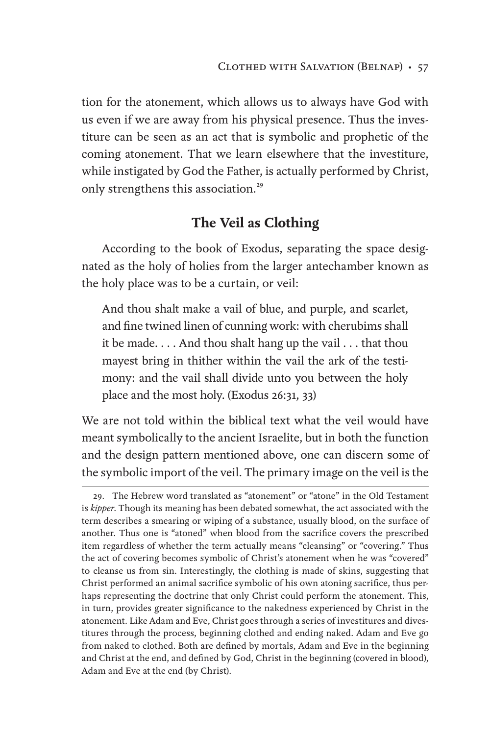tion for the atonement, which allows us to always have God with us even if we are away from his physical presence. Thus the investiture can be seen as an act that is symbolic and prophetic of the coming atonement. That we learn elsewhere that the investiture, while instigated by God the Father, is actually performed by Christ, only strengthens this association.[29]

## The Veil as Clothing

According to the book of Exodus, separating the space designated as the holy of holies from the larger antechamber known as the holy place was to be a curtain, or veil:

> And thou shalt make a vail of blue, and purple, and scarlet, and fine twined linen of cunning work: with cherubims shall it be made. . . . And thou shalt hang up the vail . . . that thou mayest bring in thither within the vail the ark of the testimony: and the vail shall divide unto you between the holy place and the most holy. (Exodus 26:31, 33)

We are not told within the biblical text what the veil would have meant symbolically to the ancient Israelite, but in both the function and the design pattern mentioned above, one can discern some of the symbolic import of the veil. The primary image on the veil is the

---

29. The Hebrew word translated as "atonement" or "atone" in the Old Testament is *kipper*. Though its meaning has been debated somewhat, the act associated with the term describes a smearing or wiping of a substance, usually blood, on the surface of another. Thus one is "atoned" when blood from the sacrifice covers the prescribed item regardless of whether the term actually means "cleansing" or "covering." Thus the act of covering becomes symbolic of Christ's atonement when he was "covered" to cleanse us from sin. Interestingly, the clothing is made of skins, suggesting that Christ performed an animal sacrifice symbolic of his own atoning sacrifice, thus perhaps representing the doctrine that only Christ could perform the atonement. This, in turn, provides greater significance to the nakedness experienced by Christ in the atonement. Like Adam and Eve, Christ goes through a series of investitures and divestitures through the process, beginning clothed and ending naked. Adam and Eve go from naked to clothed. Both are defined by mortals, Adam and Eve in the beginning and Christ at the end, and defined by God, Christ in the beginning (covered in blood), Adam and Eve at the end (by Christ).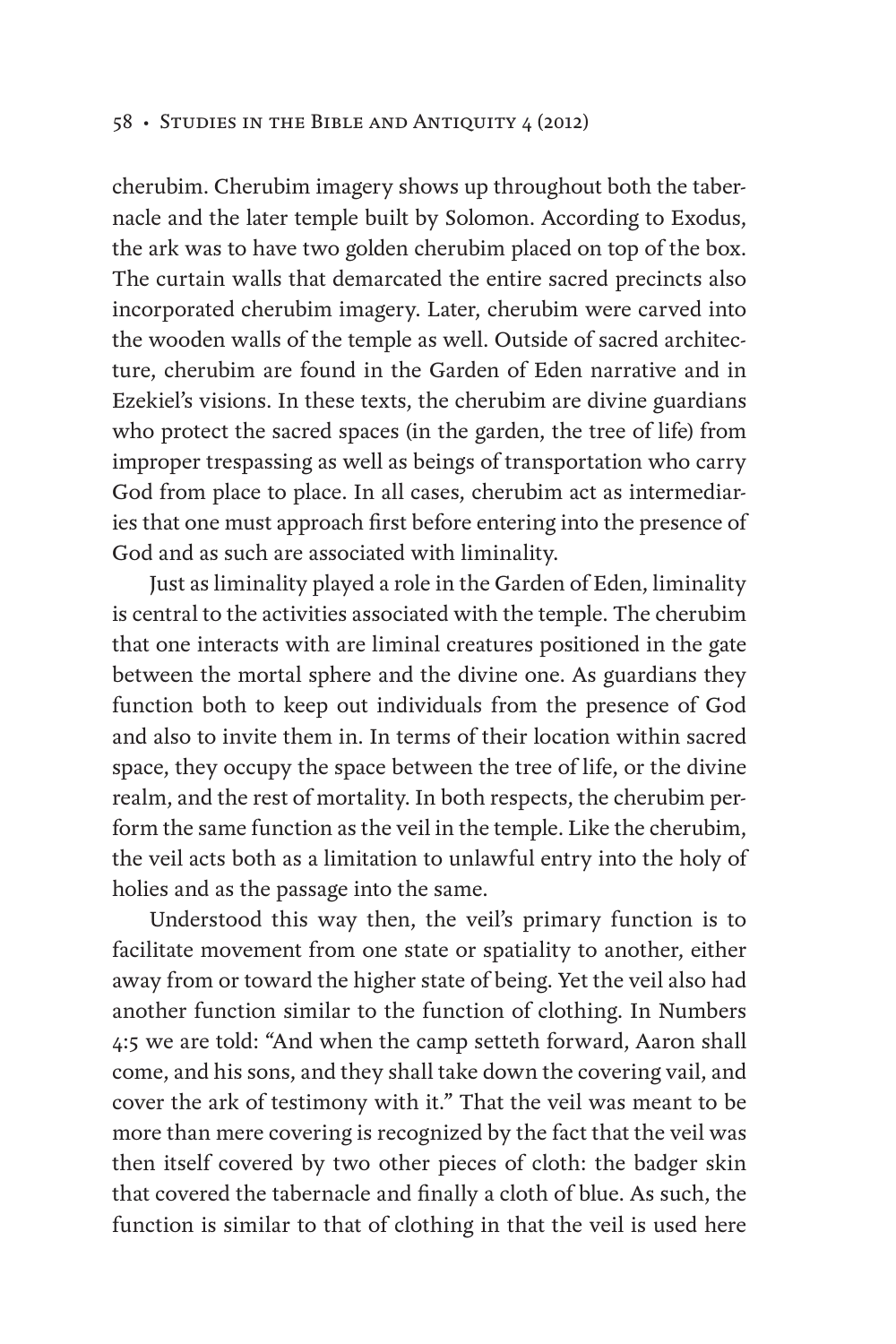cherubim. Cherubim imagery shows up throughout both the tabernacle and the later temple built by Solomon. According to Exodus, the ark was to have two golden cherubim placed on top of the box. The curtain walls that demarcated the entire sacred precincts also incorporated cherubim imagery. Later, cherubim were carved into the wooden walls of the temple as well. Outside of sacred architecture, cherubim are found in the Garden of Eden narrative and in Ezekiel's visions. In these texts, the cherubim are divine guardians who protect the sacred spaces (in the garden, the tree of life) from improper trespassing as well as beings of transportation who carry God from place to place. In all cases, cherubim act as intermediaries that one must approach first before entering into the presence of God and as such are associated with liminality.

Just as liminality played a role in the Garden of Eden, liminality is central to the activities associated with the temple. The cherubim that one interacts with are liminal creatures positioned in the gate between the mortal sphere and the divine one. As guardians they function both to keep out individuals from the presence of God and also to invite them in. In terms of their location within sacred space, they occupy the space between the tree of life, or the divine realm, and the rest of mortality. In both respects, the cherubim perform the same function as the veil in the temple. Like the cherubim, the veil acts both as a limitation to unlawful entry into the holy of holies and as the passage into the same.

Understood this way then, the veil's primary function is to facilitate movement from one state or spatiality to another, either away from or toward the higher state of being. Yet the veil also had another function similar to the function of clothing. In Numbers 4:5 we are told: "And when the camp setteth forward, Aaron shall come, and his sons, and they shall take down the covering vail, and cover the ark of testimony with it." That the veil was meant to be more than mere covering is recognized by the fact that the veil was then itself covered by two other pieces of cloth: the badger skin that covered the tabernacle and finally a cloth of blue. As such, the function is similar to that of clothing in that the veil is used here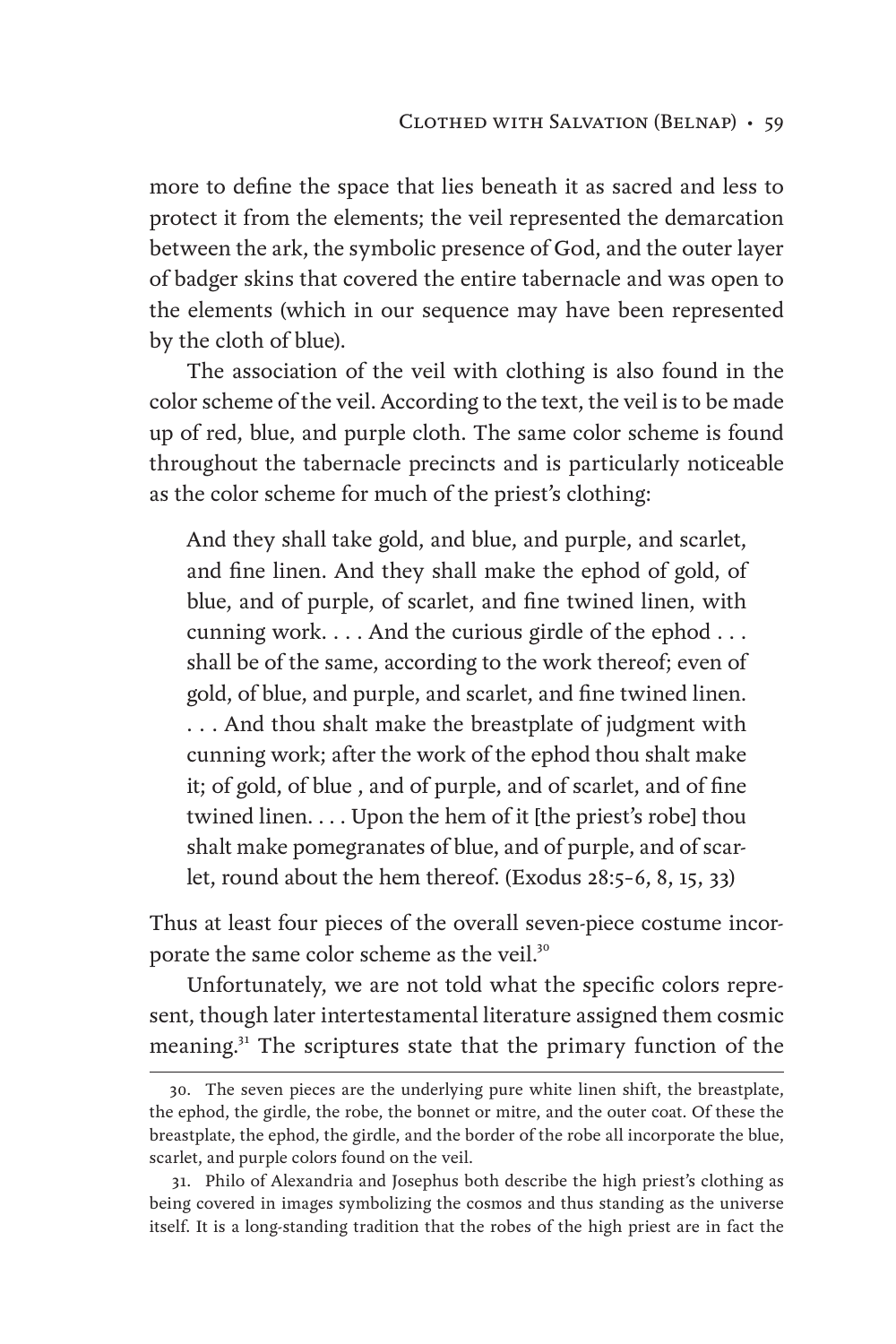more to define the space that lies beneath it as sacred and less to protect it from the elements; the veil represented the demarcation between the ark, the symbolic presence of God, and the outer layer of badger skins that covered the entire tabernacle and was open to the elements (which in our sequence may have been represented by the cloth of blue).

The association of the veil with clothing is also found in the color scheme of the veil. According to the text, the veil is to be made up of red, blue, and purple cloth. The same color scheme is found throughout the tabernacle precincts and is particularly noticeable as the color scheme for much of the priest's clothing:

> And they shall take gold, and blue, and purple, and scarlet, and fine linen. And they shall make the ephod of gold, of blue, and of purple, of scarlet, and fine twined linen, with cunning work. . . . And the curious girdle of the ephod . . . shall be of the same, according to the work thereof; even of gold, of blue, and purple, and scarlet, and fine twined linen. . . . And thou shalt make the breastplate of judgment with cunning work; after the work of the ephod thou shalt make it; of gold, of blue , and of purple, and of scarlet, and of fine twined linen. . . . Upon the hem of it [the priest's robe] thou shalt make pomegranates of blue, and of purple, and of scarlet, round about the hem thereof. (Exodus 28:5–6, 8, 15, 33)

Thus at least four pieces of the overall seven-piece costume incorporate the same color scheme as the veil.[30]

Unfortunately, we are not told what the specific colors represent, though later intertestamental literature assigned them cosmic meaning.[31] The scriptures state that the primary function of the

---

30. The seven pieces are the underlying pure white linen shift, the breastplate, the ephod, the girdle, the robe, the bonnet or mitre, and the outer coat. Of these the breastplate, the ephod, the girdle, and the border of the robe all incorporate the blue, scarlet, and purple colors found on the veil.

31. Philo of Alexandria and Josephus both describe the high priest's clothing as being covered in images symbolizing the cosmos and thus standing as the universe itself. It is a long-standing tradition that the robes of the high priest are in fact the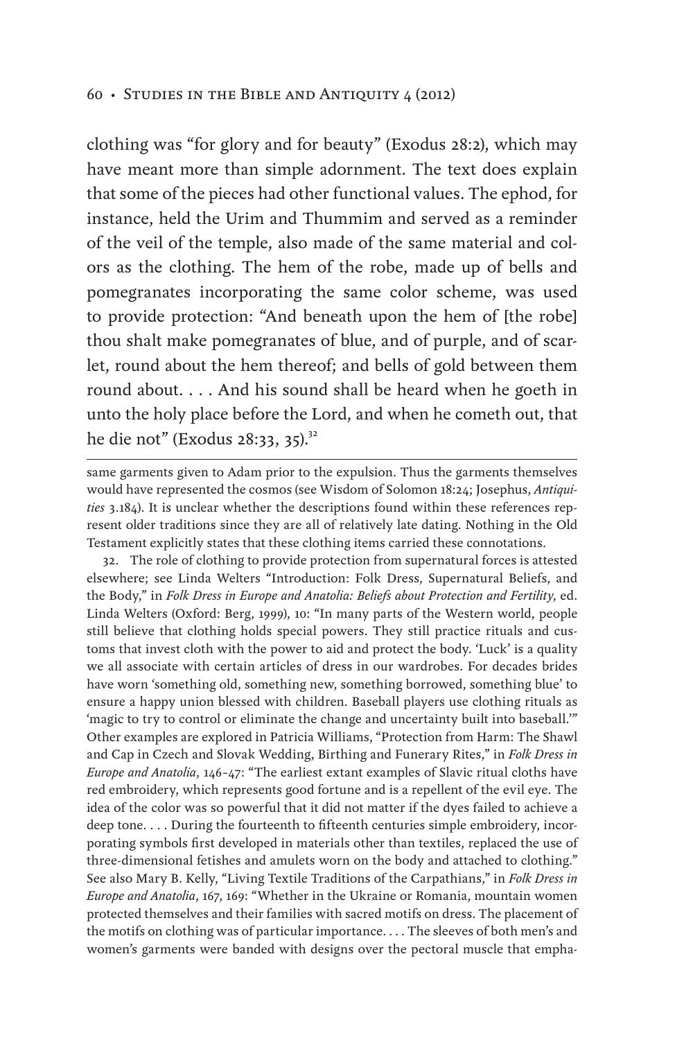clothing was "for glory and for beauty" (Exodus 28:2), which may have meant more than simple adornment. The text does explain that some of the pieces had other functional values. The ephod, for instance, held the Urim and Thummim and served as a reminder of the veil of the temple, also made of the same material and colors as the clothing. The hem of the robe, made up of bells and pomegranates incorporating the same color scheme, was used to provide protection: "And beneath upon the hem of [the robe] thou shalt make pomegranates of blue, and of purple, and of scarlet, round about the hem thereof; and bells of gold between them round about. . . . And his sound shall be heard when he goeth in unto the holy place before the Lord, and when he cometh out, that he die not" (Exodus 28:33, 35).[32]

---

same garments given to Adam prior to the expulsion. Thus the garments themselves would have represented the cosmos (see Wisdom of Solomon 18:24; Josephus, *Antiquities* 3.184). It is unclear whether the descriptions found within these references represent older traditions since they are all of relatively late dating. Nothing in the Old Testament explicitly states that these clothing items carried these connotations.

32. The role of clothing to provide protection from supernatural forces is attested elsewhere; see Linda Welters "Introduction: Folk Dress, Supernatural Beliefs, and the Body," in *Folk Dress in Europe and Anatolia: Beliefs about Protection and Fertility*, ed. Linda Welters (Oxford: Berg, 1999), 10: "In many parts of the Western world, people still believe that clothing holds special powers. They still practice rituals and customs that invest cloth with the power to aid and protect the body. 'Luck' is a quality we all associate with certain articles of dress in our wardrobes. For decades brides have worn 'something old, something new, something borrowed, something blue' to ensure a happy union blessed with children. Baseball players use clothing rituals as 'magic to try to control or eliminate the change and uncertainty built into baseball.'" Other examples are explored in Patricia Williams, "Protection from Harm: The Shawl and Cap in Czech and Slovak Wedding, Birthing and Funerary Rites," in *Folk Dress in Europe and Anatolia*, 146–47: "The earliest extant examples of Slavic ritual cloths have red embroidery, which represents good fortune and is a repellent of the evil eye. The idea of the color was so powerful that it did not matter if the dyes failed to achieve a deep tone. . . . During the fourteenth to fifteenth centuries simple embroidery, incorporating symbols first developed in materials other than textiles, replaced the use of three-dimensional fetishes and amulets worn on the body and attached to clothing." See also Mary B. Kelly, "Living Textile Traditions of the Carpathians," in *Folk Dress in Europe and Anatolia*, 167, 169: "Whether in the Ukraine or Romania, mountain women protected themselves and their families with sacred motifs on dress. The placement of the motifs on clothing was of particular importance. . . . The sleeves of both men's and women's garments were banded with designs over the pectoral muscle that empha-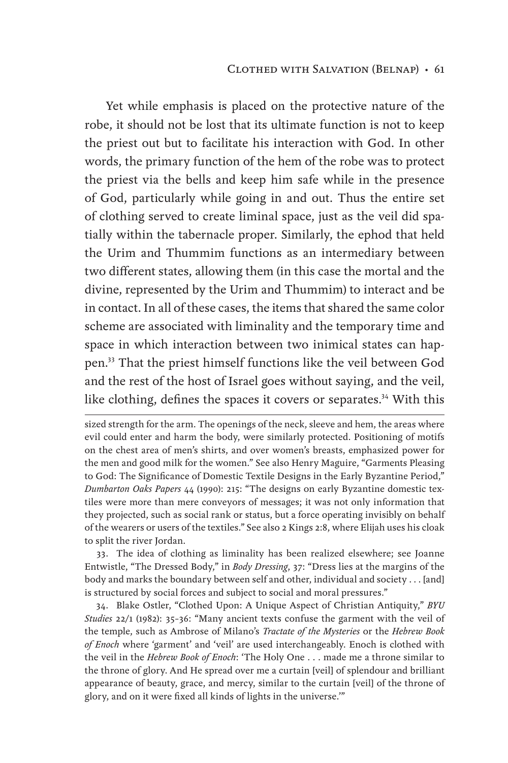Yet while emphasis is placed on the protective nature of the robe, it should not be lost that its ultimate function is not to keep the priest out but to facilitate his interaction with God. In other words, the primary function of the hem of the robe was to protect the priest via the bells and keep him safe while in the presence of God, particularly while going in and out. Thus the entire set of clothing served to create liminal space, just as the veil did spatially within the tabernacle proper. Similarly, the ephod that held the Urim and Thummim functions as an intermediary between two different states, allowing them (in this case the mortal and the divine, represented by the Urim and Thummim) to interact and be in contact. In all of these cases, the items that shared the same color scheme are associated with liminality and the temporary time and space in which interaction between two inimical states can happen.[33] That the priest himself functions like the veil between God and the rest of the host of Israel goes without saying, and the veil, like clothing, defines the spaces it covers or separates.[34] With this

---

sized strength for the arm. The openings of the neck, sleeve and hem, the areas where evil could enter and harm the body, were similarly protected. Positioning of motifs on the chest area of men's shirts, and over women's breasts, emphasized power for the men and good milk for the women." See also Henry Maguire, "Garments Pleasing to God: The Significance of Domestic Textile Designs in the Early Byzantine Period," *Dumbarton Oaks Papers* 44 (1990): 215: "The designs on early Byzantine domestic textiles were more than mere conveyors of messages; it was not only information that they projected, such as social rank or status, but a force operating invisibly on behalf of the wearers or users of the textiles." See also 2 Kings 2:8, where Elijah uses his cloak to split the river Jordan.

33. The idea of clothing as liminality has been realized elsewhere; see Joanne Entwistle, "The Dressed Body," in *Body Dressing*, 37: "Dress lies at the margins of the body and marks the boundary between self and other, individual and society . . . [and] is structured by social forces and subject to social and moral pressures."

34. Blake Ostler, "Clothed Upon: A Unique Aspect of Christian Antiquity," *BYU Studies* 22/1 (1982): 35–36: "Many ancient texts confuse the garment with the veil of the temple, such as Ambrose of Milano's *Tractate of the Mysteries* or the *Hebrew Book of Enoch* where 'garment' and 'veil' are used interchangeably. Enoch is clothed with the veil in the *Hebrew Book of Enoch*: 'The Holy One . . . made me a throne similar to the throne of glory. And He spread over me a curtain [veil] of splendour and brilliant appearance of beauty, grace, and mercy, similar to the curtain [veil] of the throne of glory, and on it were fixed all kinds of lights in the universe.'"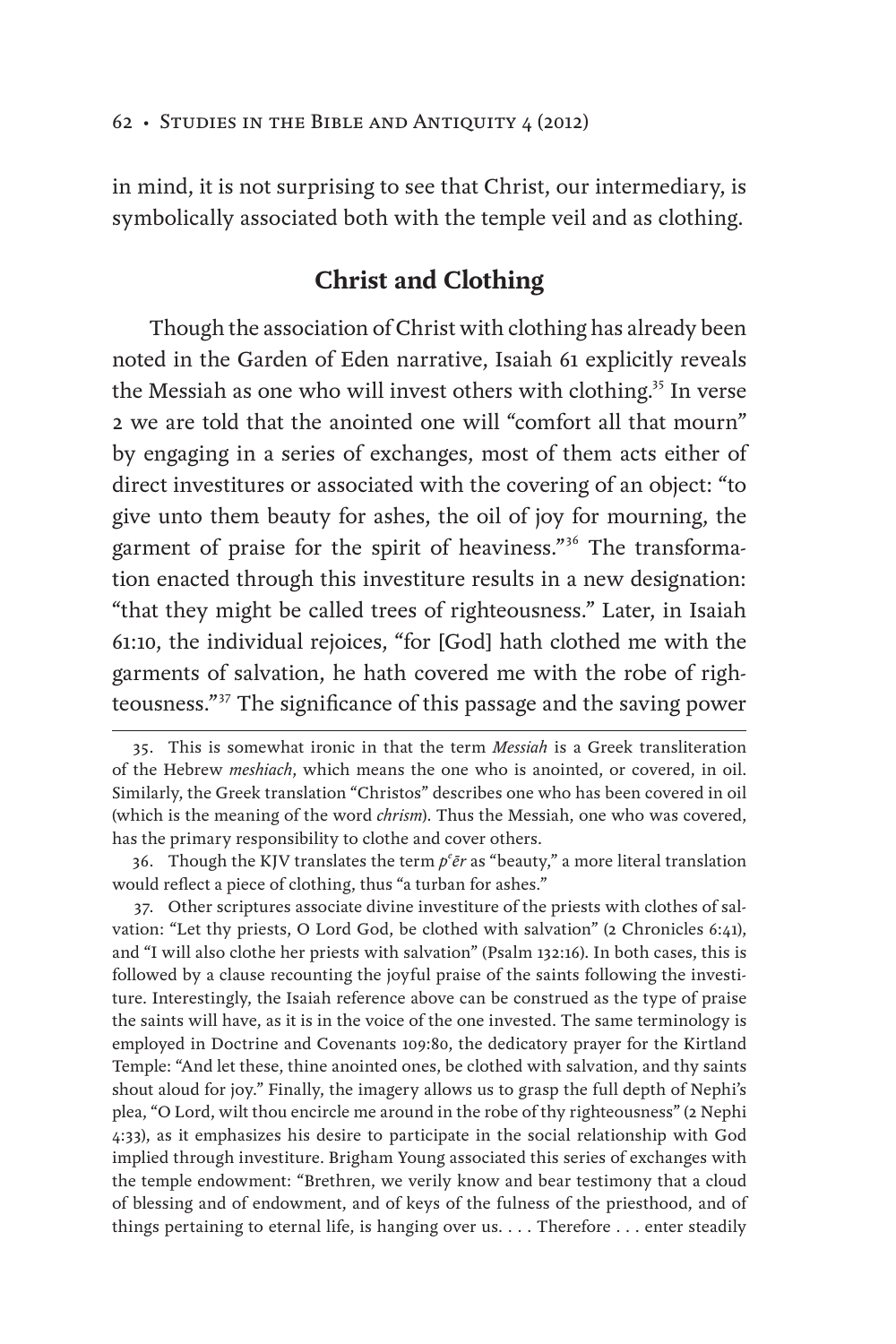in mind, it is not surprising to see that Christ, our intermediary, is symbolically associated both with the temple veil and as clothing.

## Christ and Clothing

Though the association of Christ with clothing has already been noted in the Garden of Eden narrative, Isaiah 61 explicitly reveals the Messiah as one who will invest others with clothing.[35] In verse 2 we are told that the anointed one will "comfort all that mourn" by engaging in a series of exchanges, most of them acts either of direct investitures or associated with the covering of an object: "to give unto them beauty for ashes, the oil of joy for mourning, the garment of praise for the spirit of heaviness."[36] The transformation enacted through this investiture results in a new designation: "that they might be called trees of righteousness." Later, in Isaiah 61:10, the individual rejoices, "for [God] hath clothed me with the garments of salvation, he hath covered me with the robe of righteousness."[37] The significance of this passage and the saving power

---

35. This is somewhat ironic in that the term *Messiah* is a Greek transliteration of the Hebrew *meshiach*, which means the one who is anointed, or covered, in oil. Similarly, the Greek translation "Christos" describes one who has been covered in oil (which is the meaning of the word *chrism*). Thus the Messiah, one who was covered, has the primary responsibility to clothe and cover others.

36. Though the KJV translates the term *pᵉēr* as "beauty," a more literal translation would reflect a piece of clothing, thus "a turban for ashes."

37. Other scriptures associate divine investiture of the priests with clothes of salvation: "Let thy priests, O Lord God, be clothed with salvation" (2 Chronicles 6:41), and "I will also clothe her priests with salvation" (Psalm 132:16). In both cases, this is followed by a clause recounting the joyful praise of the saints following the investiture. Interestingly, the Isaiah reference above can be construed as the type of praise the saints will have, as it is in the voice of the one invested. The same terminology is employed in Doctrine and Covenants 109:80, the dedicatory prayer for the Kirtland Temple: "And let these, thine anointed ones, be clothed with salvation, and thy saints shout aloud for joy." Finally, the imagery allows us to grasp the full depth of Nephi's plea, "O Lord, wilt thou encircle me around in the robe of thy righteousness" (2 Nephi 4:33), as it emphasizes his desire to participate in the social relationship with God implied through investiture. Brigham Young associated this series of exchanges with the temple endowment: "Brethren, we verily know and bear testimony that a cloud of blessing and of endowment, and of keys of the fulness of the priesthood, and of things pertaining to eternal life, is hanging over us. . . . Therefore . . . enter steadily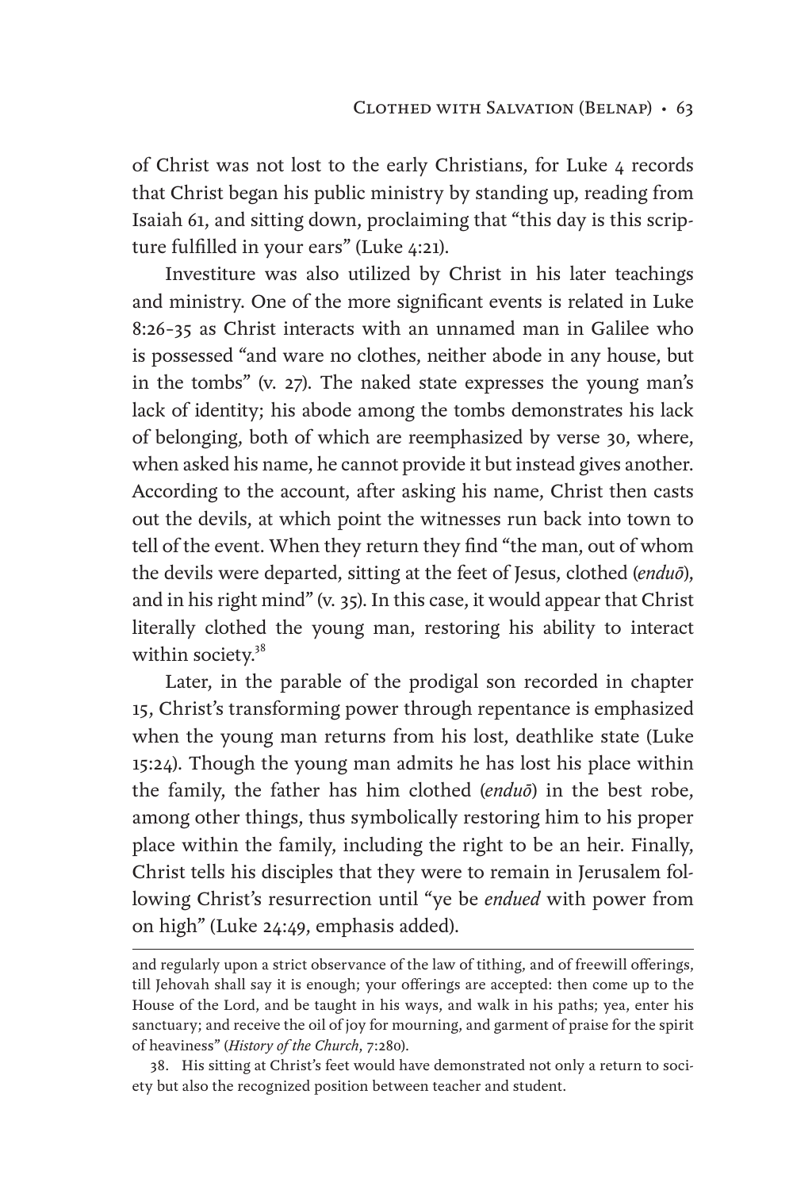of Christ was not lost to the early Christians, for Luke 4 records that Christ began his public ministry by standing up, reading from Isaiah 61, and sitting down, proclaiming that "this day is this scripture fulfilled in your ears" (Luke 4:21).

Investiture was also utilized by Christ in his later teachings and ministry. One of the more significant events is related in Luke 8:26–35 as Christ interacts with an unnamed man in Galilee who is possessed "and ware no clothes, neither abode in any house, but in the tombs" (v. 27). The naked state expresses the young man's lack of identity; his abode among the tombs demonstrates his lack of belonging, both of which are reemphasized by verse 30, where, when asked his name, he cannot provide it but instead gives another. According to the account, after asking his name, Christ then casts out the devils, at which point the witnesses run back into town to tell of the event. When they return they find "the man, out of whom the devils were departed, sitting at the feet of Jesus, clothed (*enduō*), and in his right mind" (v. 35). In this case, it would appear that Christ literally clothed the young man, restoring his ability to interact within society.[38]

Later, in the parable of the prodigal son recorded in chapter 15, Christ's transforming power through repentance is emphasized when the young man returns from his lost, deathlike state (Luke 15:24). Though the young man admits he has lost his place within the family, the father has him clothed (*enduō*) in the best robe, among other things, thus symbolically restoring him to his proper place within the family, including the right to be an heir. Finally, Christ tells his disciples that they were to remain in Jerusalem following Christ's resurrection until "ye be *endued* with power from on high" (Luke 24:49, emphasis added).

---

and regularly upon a strict observance of the law of tithing, and of freewill offerings, till Jehovah shall say it is enough; your offerings are accepted: then come up to the House of the Lord, and be taught in his ways, and walk in his paths; yea, enter his sanctuary; and receive the oil of joy for mourning, and garment of praise for the spirit of heaviness" (*History of the Church*, 7:280).

38. His sitting at Christ's feet would have demonstrated not only a return to society but also the recognized position between teacher and student.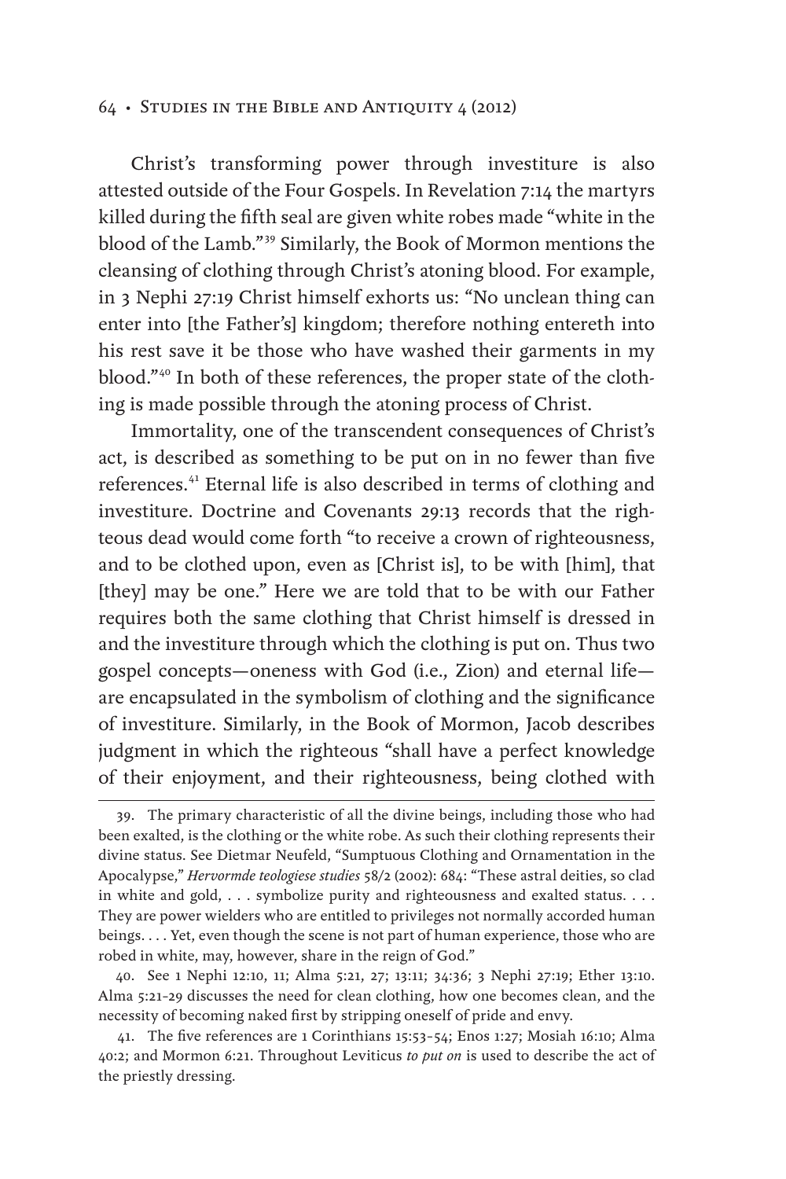Christ's transforming power through investiture is also attested outside of the Four Gospels. In Revelation 7:14 the martyrs killed during the fifth seal are given white robes made "white in the blood of the Lamb."[39] Similarly, the Book of Mormon mentions the cleansing of clothing through Christ's atoning blood. For example, in 3 Nephi 27:19 Christ himself exhorts us: "No unclean thing can enter into [the Father's] kingdom; therefore nothing entereth into his rest save it be those who have washed their garments in my blood."[40] In both of these references, the proper state of the clothing is made possible through the atoning process of Christ.

Immortality, one of the transcendent consequences of Christ's act, is described as something to be put on in no fewer than five references.[41] Eternal life is also described in terms of clothing and investiture. Doctrine and Covenants 29:13 records that the righteous dead would come forth "to receive a crown of righteousness, and to be clothed upon, even as [Christ is], to be with [him], that [they] may be one." Here we are told that to be with our Father requires both the same clothing that Christ himself is dressed in and the investiture through which the clothing is put on. Thus two gospel concepts—oneness with God (i.e., Zion) and eternal life—are encapsulated in the symbolism of clothing and the significance of investiture. Similarly, in the Book of Mormon, Jacob describes judgment in which the righteous "shall have a perfect knowledge of their enjoyment, and their righteousness, being clothed with

---

39. The primary characteristic of all the divine beings, including those who had been exalted, is the clothing or the white robe. As such their clothing represents their divine status. See Dietmar Neufeld, "Sumptuous Clothing and Ornamentation in the Apocalypse," *Hervormde teologiese studies* 58/2 (2002): 684: "These astral deities, so clad in white and gold, . . . symbolize purity and righteousness and exalted status. . . . They are power wielders who are entitled to privileges not normally accorded human beings. . . . Yet, even though the scene is not part of human experience, those who are robed in white, may, however, share in the reign of God."

40. See 1 Nephi 12:10, 11; Alma 5:21, 27; 13:11; 34:36; 3 Nephi 27:19; Ether 13:10. Alma 5:21–29 discusses the need for clean clothing, how one becomes clean, and the necessity of becoming naked first by stripping oneself of pride and envy.

41. The five references are 1 Corinthians 15:53–54; Enos 1:27; Mosiah 16:10; Alma 40:2; and Mormon 6:21. Throughout Leviticus *to put on* is used to describe the act of the priestly dressing.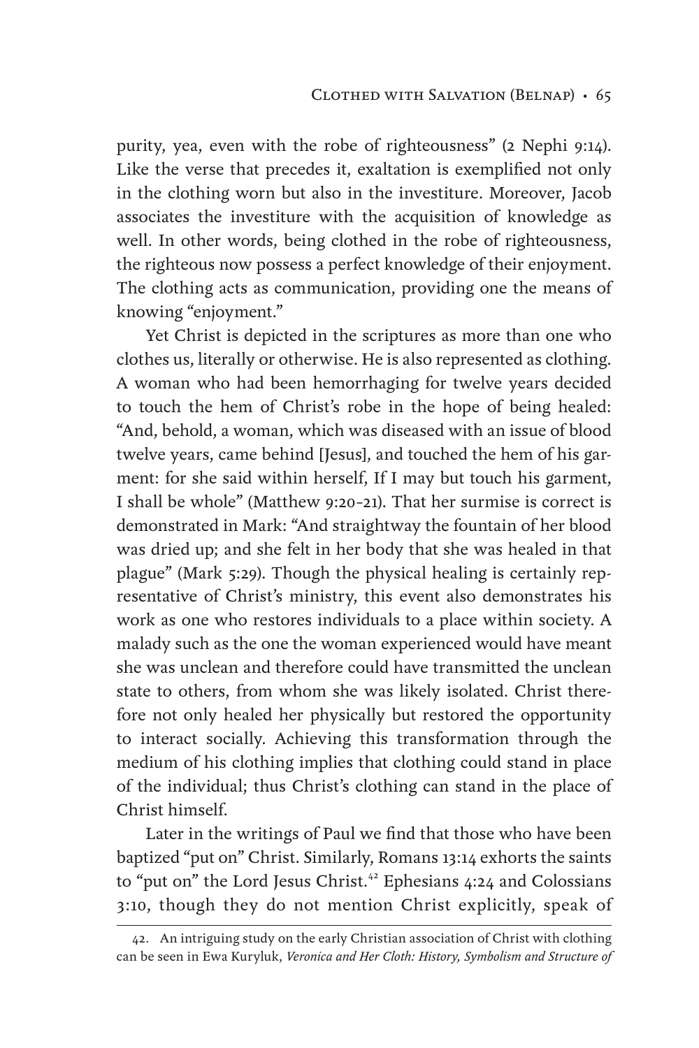purity, yea, even with the robe of righteousness" (2 Nephi 9:14). Like the verse that precedes it, exaltation is exemplified not only in the clothing worn but also in the investiture. Moreover, Jacob associates the investiture with the acquisition of knowledge as well. In other words, being clothed in the robe of righteousness, the righteous now possess a perfect knowledge of their enjoyment. The clothing acts as communication, providing one the means of knowing "enjoyment."

Yet Christ is depicted in the scriptures as more than one who clothes us, literally or otherwise. He is also represented as clothing. A woman who had been hemorrhaging for twelve years decided to touch the hem of Christ's robe in the hope of being healed: "And, behold, a woman, which was diseased with an issue of blood twelve years, came behind [Jesus], and touched the hem of his garment: for she said within herself, If I may but touch his garment, I shall be whole" (Matthew 9:20–21). That her surmise is correct is demonstrated in Mark: "And straightway the fountain of her blood was dried up; and she felt in her body that she was healed in that plague" (Mark 5:29). Though the physical healing is certainly representative of Christ's ministry, this event also demonstrates his work as one who restores individuals to a place within society. A malady such as the one the woman experienced would have meant she was unclean and therefore could have transmitted the unclean state to others, from whom she was likely isolated. Christ therefore not only healed her physically but restored the opportunity to interact socially. Achieving this transformation through the medium of his clothing implies that clothing could stand in place of the individual; thus Christ's clothing can stand in the place of Christ himself.

Later in the writings of Paul we find that those who have been baptized "put on" Christ. Similarly, Romans 13:14 exhorts the saints to "put on" the Lord Jesus Christ.[42] Ephesians 4:24 and Colossians 3:10, though they do not mention Christ explicitly, speak of

---

42. An intriguing study on the early Christian association of Christ with clothing can be seen in Ewa Kuryluk, *Veronica and Her Cloth: History, Symbolism and Structure of*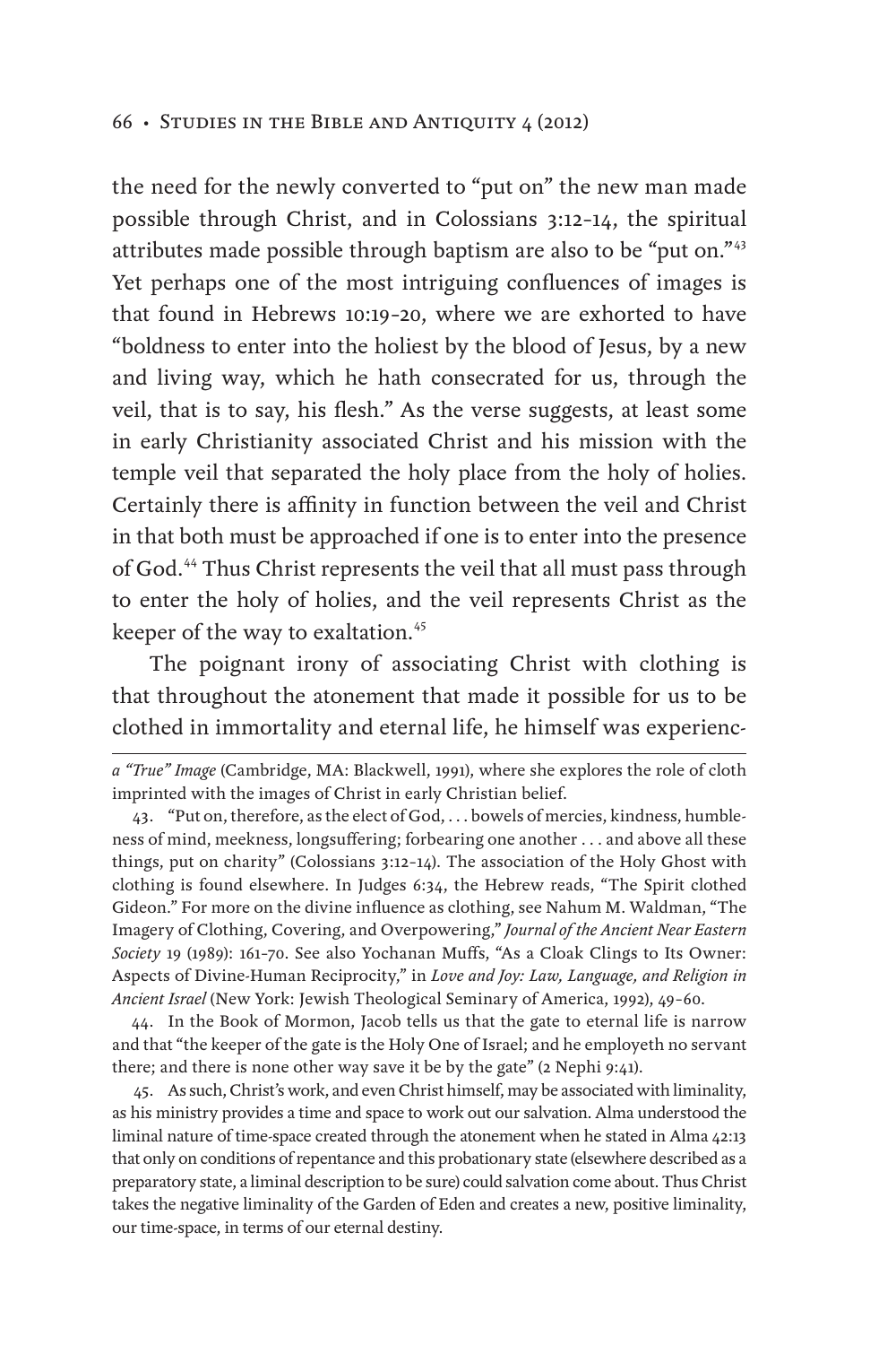the need for the newly converted to "put on" the new man made possible through Christ, and in Colossians 3:12–14, the spiritual attributes made possible through baptism are also to be "put on."[43] Yet perhaps one of the most intriguing confluences of images is that found in Hebrews 10:19–20, where we are exhorted to have "boldness to enter into the holiest by the blood of Jesus, by a new and living way, which he hath consecrated for us, through the veil, that is to say, his flesh." As the verse suggests, at least some in early Christianity associated Christ and his mission with the temple veil that separated the holy place from the holy of holies. Certainly there is affinity in function between the veil and Christ in that both must be approached if one is to enter into the presence of God.[44] Thus Christ represents the veil that all must pass through to enter the holy of holies, and the veil represents Christ as the keeper of the way to exaltation.[45]

The poignant irony of associating Christ with clothing is that throughout the atonement that made it possible for us to be clothed in immortality and eternal life, he himself was experienc-

---

*a "True" Image* (Cambridge, MA: Blackwell, 1991), where she explores the role of cloth imprinted with the images of Christ in early Christian belief.

43. "Put on, therefore, as the elect of God, . . . bowels of mercies, kindness, humbleness of mind, meekness, longsuffering; forbearing one another . . . and above all these things, put on charity" (Colossians 3:12–14). The association of the Holy Ghost with clothing is found elsewhere. In Judges 6:34, the Hebrew reads, "The Spirit clothed Gideon." For more on the divine influence as clothing, see Nahum M. Waldman, "The Imagery of Clothing, Covering, and Overpowering," *Journal of the Ancient Near Eastern Society* 19 (1989): 161–70. See also Yochanan Muffs, "As a Cloak Clings to Its Owner: Aspects of Divine-Human Reciprocity," in *Love and Joy: Law, Language, and Religion in Ancient Israel* (New York: Jewish Theological Seminary of America, 1992), 49–60.

44. In the Book of Mormon, Jacob tells us that the gate to eternal life is narrow and that "the keeper of the gate is the Holy One of Israel; and he employeth no servant there; and there is none other way save it be by the gate" (2 Nephi 9:41).

45. As such, Christ's work, and even Christ himself, may be associated with liminality, as his ministry provides a time and space to work out our salvation. Alma understood the liminal nature of time-space created through the atonement when he stated in Alma 42:13 that only on conditions of repentance and this probationary state (elsewhere described as a preparatory state, a liminal description to be sure) could salvation come about. Thus Christ takes the negative liminality of the Garden of Eden and creates a new, positive liminality, our time-space, in terms of our eternal destiny.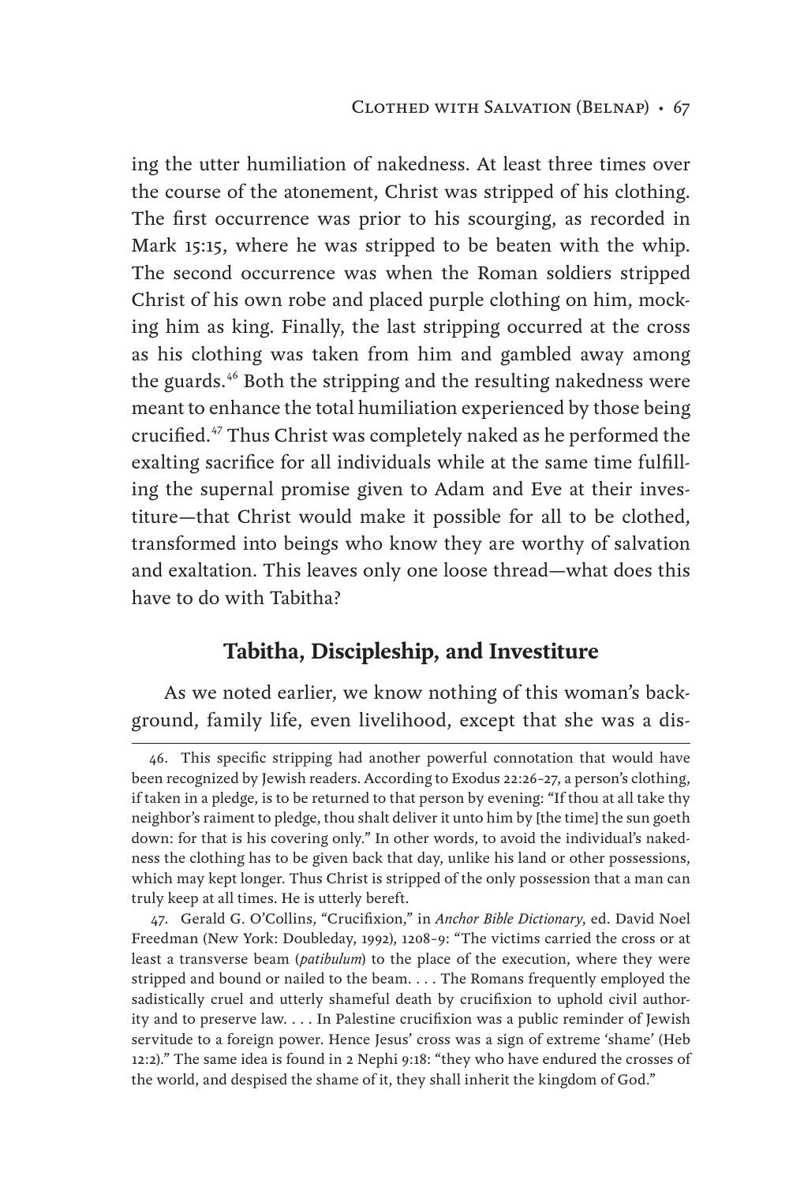ing the utter humiliation of nakedness. At least three times over the course of the atonement, Christ was stripped of his clothing. The first occurrence was prior to his scourging, as recorded in Mark 15:15, where he was stripped to be beaten with the whip. The second occurrence was when the Roman soldiers stripped Christ of his own robe and placed purple clothing on him, mocking him as king. Finally, the last stripping occurred at the cross as his clothing was taken from him and gambled away among the guards.[46] Both the stripping and the resulting nakedness were meant to enhance the total humiliation experienced by those being crucified.[47] Thus Christ was completely naked as he performed the exalting sacrifice for all individuals while at the same time fulfilling the supernal promise given to Adam and Eve at their investiture—that Christ would make it possible for all to be clothed, transformed into beings who know they are worthy of salvation and exaltation. This leaves only one loose thread—what does this have to do with Tabitha?

## Tabitha, Discipleship, and Investiture

As we noted earlier, we know nothing of this woman's background, family life, even livelihood, except that she was a dis-

---

46. This specific stripping had another powerful connotation that would have been recognized by Jewish readers. According to Exodus 22:26–27, a person's clothing, if taken in a pledge, is to be returned to that person by evening: "If thou at all take thy neighbor's raiment to pledge, thou shalt deliver it unto him by [the time] the sun goeth down: for that is his covering only." In other words, to avoid the individual's nakedness the clothing has to be given back that day, unlike his land or other possessions, which may kept longer. Thus Christ is stripped of the only possession that a man can truly keep at all times. He is utterly bereft.

47. Gerald G. O'Collins, "Crucifixion," in *Anchor Bible Dictionary*, ed. David Noel Freedman (New York: Doubleday, 1992), 1208–9: "The victims carried the cross or at least a transverse beam (*patibulum*) to the place of the execution, where they were stripped and bound or nailed to the beam. . . . The Romans frequently employed the sadistically cruel and utterly shameful death by crucifixion to uphold civil authority and to preserve law. . . . In Palestine crucifixion was a public reminder of Jewish servitude to a foreign power. Hence Jesus' cross was a sign of extreme 'shame' (Heb 12:2)." The same idea is found in 2 Nephi 9:18: "they who have endured the crosses of the world, and despised the shame of it, they shall inherit the kingdom of God."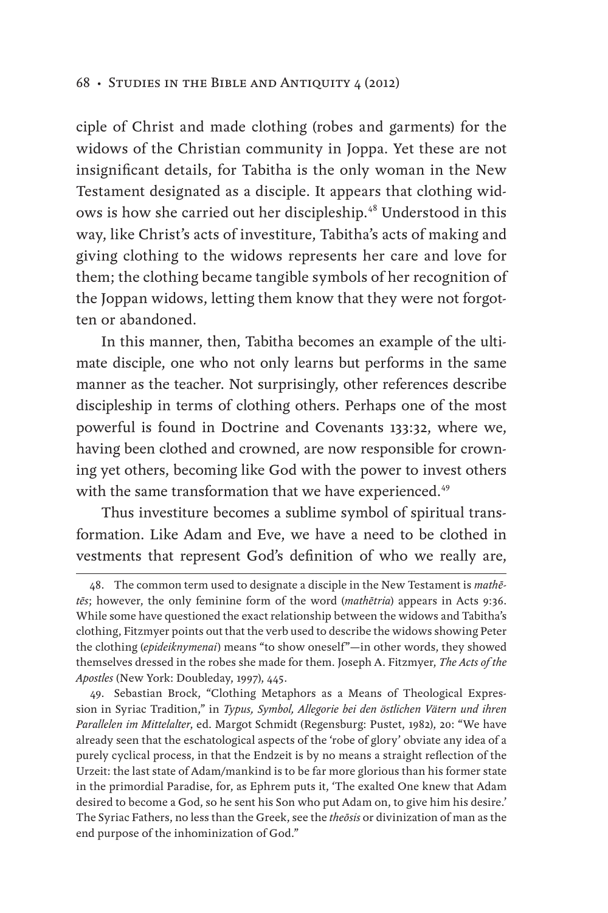ciple of Christ and made clothing (robes and garments) for the widows of the Christian community in Joppa. Yet these are not insignificant details, for Tabitha is the only woman in the New Testament designated as a disciple. It appears that clothing widows is how she carried out her discipleship.[48] Understood in this way, like Christ's acts of investiture, Tabitha's acts of making and giving clothing to the widows represents her care and love for them; the clothing became tangible symbols of her recognition of the Joppan widows, letting them know that they were not forgotten or abandoned.

In this manner, then, Tabitha becomes an example of the ultimate disciple, one who not only learns but performs in the same manner as the teacher. Not surprisingly, other references describe discipleship in terms of clothing others. Perhaps one of the most powerful is found in Doctrine and Covenants 133:32, where we, having been clothed and crowned, are now responsible for crowning yet others, becoming like God with the power to invest others with the same transformation that we have experienced.[49]

Thus investiture becomes a sublime symbol of spiritual transformation. Like Adam and Eve, we have a need to be clothed in vestments that represent God's definition of who we really are,

---

48. The common term used to designate a disciple in the New Testament is *mathētēs*; however, the only feminine form of the word (*mathētria*) appears in Acts 9:36. While some have questioned the exact relationship between the widows and Tabitha's clothing, Fitzmyer points out that the verb used to describe the widows showing Peter the clothing (*epideiknymenai*) means "to show oneself"—in other words, they showed themselves dressed in the robes she made for them. Joseph A. Fitzmyer, *The Acts of the Apostles* (New York: Doubleday, 1997), 445.

49. Sebastian Brock, "Clothing Metaphors as a Means of Theological Expression in Syriac Tradition," in *Typus, Symbol, Allegorie bei den östlichen Vätern und ihren Parallelen im Mittelalter*, ed. Margot Schmidt (Regensburg: Pustet, 1982), 20: "We have already seen that the eschatological aspects of the 'robe of glory' obviate any idea of a purely cyclical process, in that the Endzeit is by no means a straight reflection of the Urzeit: the last state of Adam/mankind is to be far more glorious than his former state in the primordial Paradise, for, as Ephrem puts it, 'The exalted One knew that Adam desired to become a God, so he sent his Son who put Adam on, to give him his desire.' The Syriac Fathers, no less than the Greek, see the *theōsis* or divinization of man as the end purpose of the inhominization of God."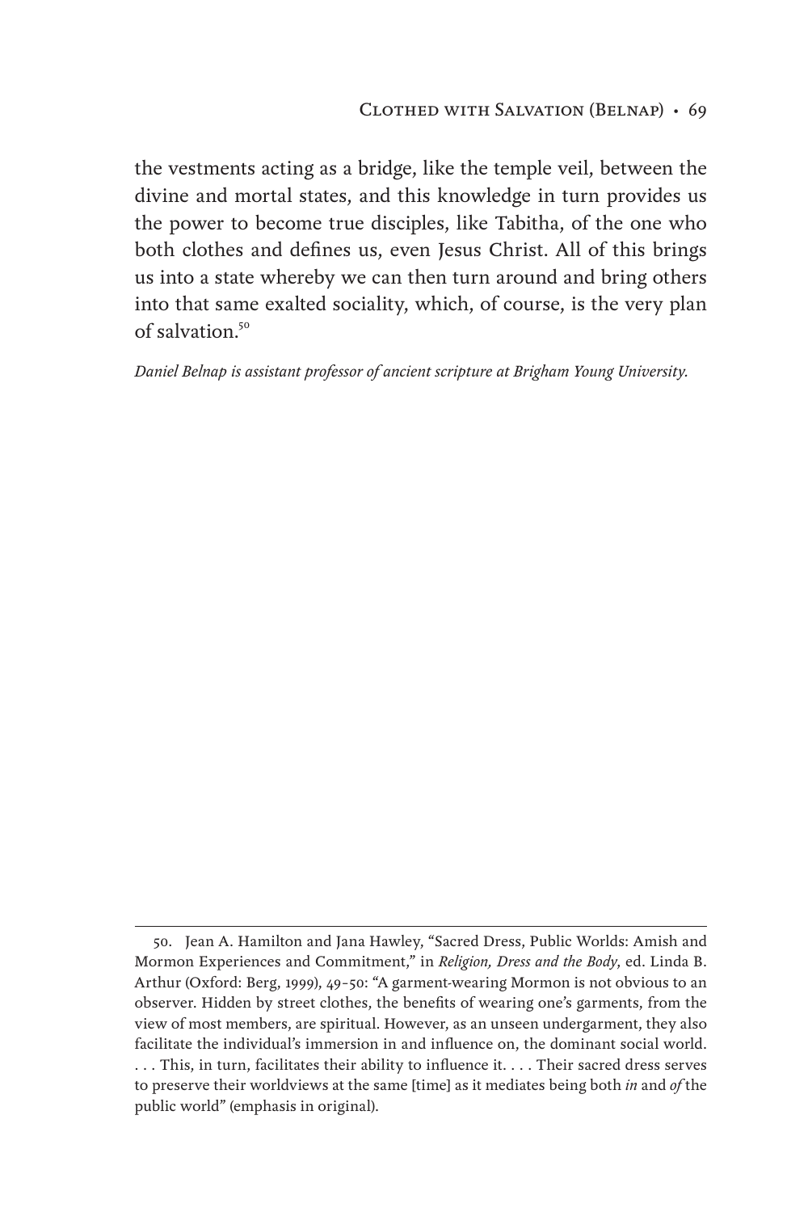the vestments acting as a bridge, like the temple veil, between the divine and mortal states, and this knowledge in turn provides us the power to become true disciples, like Tabitha, of the one who both clothes and defines us, even Jesus Christ. All of this brings us into a state whereby we can then turn around and bring others into that same exalted sociality, which, of course, is the very plan of salvation.[50]

*Daniel Belnap is assistant professor of ancient scripture at Brigham Young University.*

---

50. Jean A. Hamilton and Jana Hawley, "Sacred Dress, Public Worlds: Amish and Mormon Experiences and Commitment," in *Religion, Dress and the Body*, ed. Linda B. Arthur (Oxford: Berg, 1999), 49–50: "A garment-wearing Mormon is not obvious to an observer. Hidden by street clothes, the benefits of wearing one's garments, from the view of most members, are spiritual. However, as an unseen undergarment, they also facilitate the individual's immersion in and influence on, the dominant social world. . . . This, in turn, facilitates their ability to influence it. . . . Their sacred dress serves to preserve their worldviews at the same [time] as it mediates being both *in* and *of* the public world" (emphasis in original).